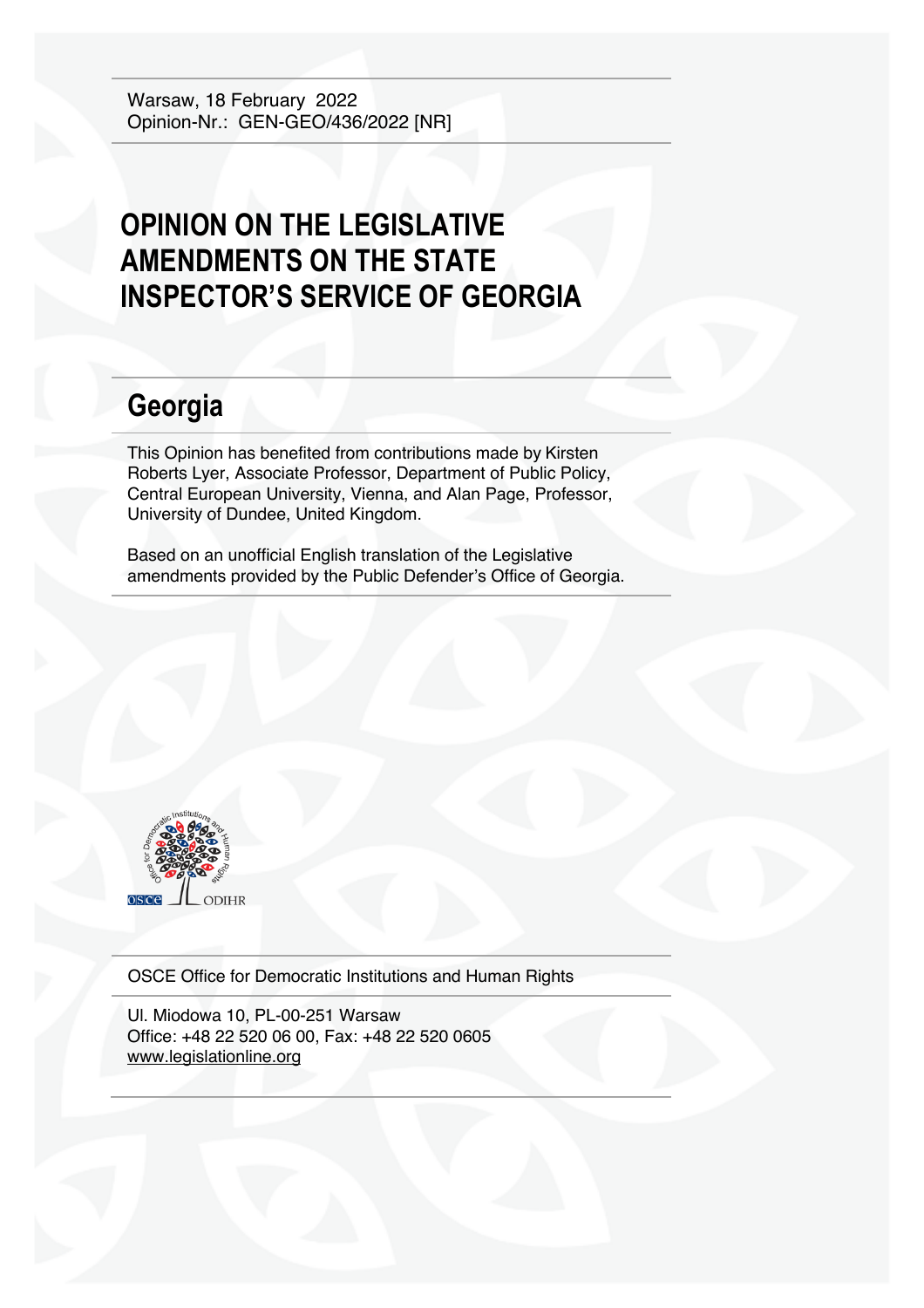Warsaw, 18 February 2022
Opinion-Nr.: GEN-GEO/436/2022 [NR]

# OPINION ON THE LEGISLATIVE AMENDMENTS ON THE STATE INSPECTOR'S SERVICE OF GEORGIA

## Georgia

This Opinion has benefited from contributions made by Kirsten Roberts Lyer, Associate Professor, Department of Public Policy, Central European University, Vienna, and Alan Page, Professor, University of Dundee, United Kingdom.

Based on an unofficial English translation of the Legislative amendments provided by the Public Defender's Office of Georgia.

OSCE Office for Democratic Institutions and Human Rights

Ul. Miodowa 10, PL-00-251 Warsaw
Office: +48 22 520 06 00, Fax: +48 22 520 0605
www.legislationline.org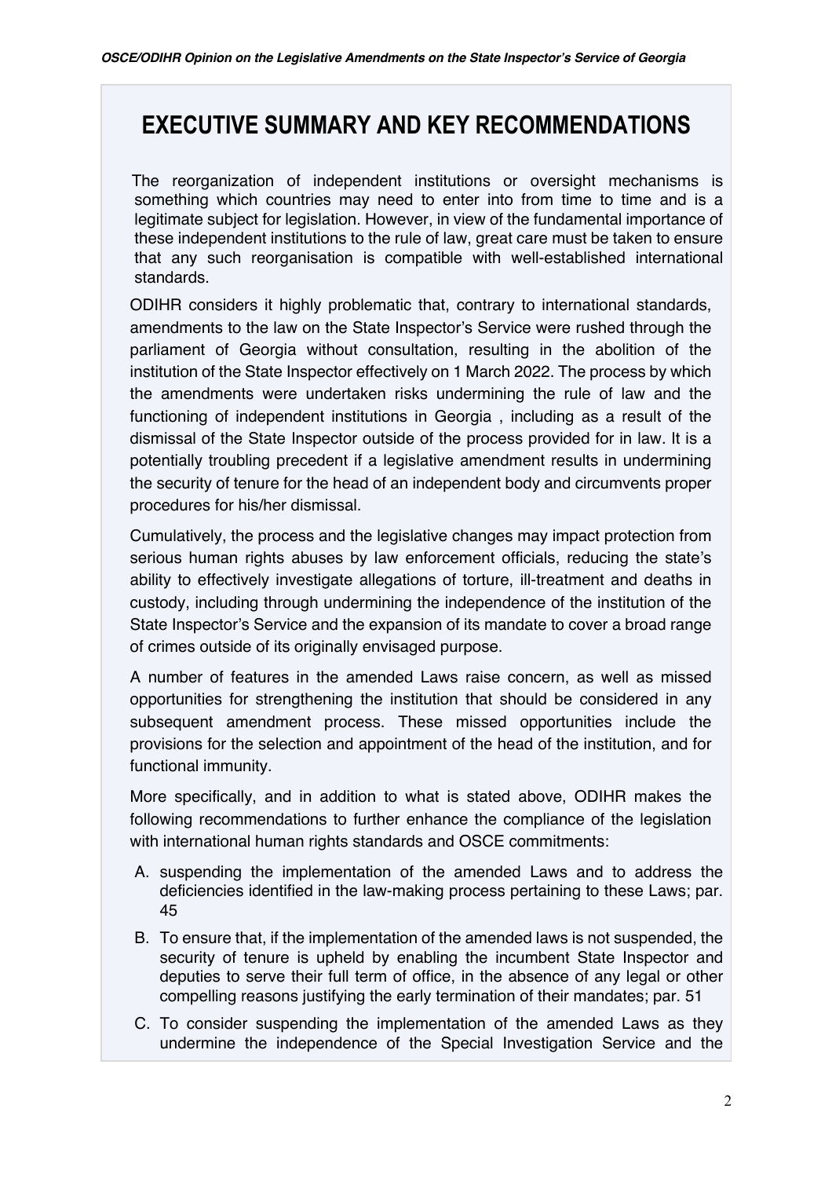# EXECUTIVE SUMMARY AND KEY RECOMMENDATIONS

The reorganization of independent institutions or oversight mechanisms is something which countries may need to enter into from time to time and is a legitimate subject for legislation. However, in view of the fundamental importance of these independent institutions to the rule of law, great care must be taken to ensure that any such reorganisation is compatible with well-established international standards.

ODIHR considers it highly problematic that, contrary to international standards, amendments to the law on the State Inspector's Service were rushed through the parliament of Georgia without consultation, resulting in the abolition of the institution of the State Inspector effectively on 1 March 2022. The process by which the amendments were undertaken risks undermining the rule of law and the functioning of independent institutions in Georgia , including as a result of the dismissal of the State Inspector outside of the process provided for in law. It is a potentially troubling precedent if a legislative amendment results in undermining the security of tenure for the head of an independent body and circumvents proper procedures for his/her dismissal.

Cumulatively, the process and the legislative changes may impact protection from serious human rights abuses by law enforcement officials, reducing the state's ability to effectively investigate allegations of torture, ill-treatment and deaths in custody, including through undermining the independence of the institution of the State Inspector's Service and the expansion of its mandate to cover a broad range of crimes outside of its originally envisaged purpose.

A number of features in the amended Laws raise concern, as well as missed opportunities for strengthening the institution that should be considered in any subsequent amendment process. These missed opportunities include the provisions for the selection and appointment of the head of the institution, and for functional immunity.

More specifically, and in addition to what is stated above, ODIHR makes the following recommendations to further enhance the compliance of the legislation with international human rights standards and OSCE commitments:

A. suspending the implementation of the amended Laws and to address the deficiencies identified in the law-making process pertaining to these Laws; par. 45

B. To ensure that, if the implementation of the amended laws is not suspended, the security of tenure is upheld by enabling the incumbent State Inspector and deputies to serve their full term of office, in the absence of any legal or other compelling reasons justifying the early termination of their mandates; par. 51

C. To consider suspending the implementation of the amended Laws as they undermine the independence of the Special Investigation Service and the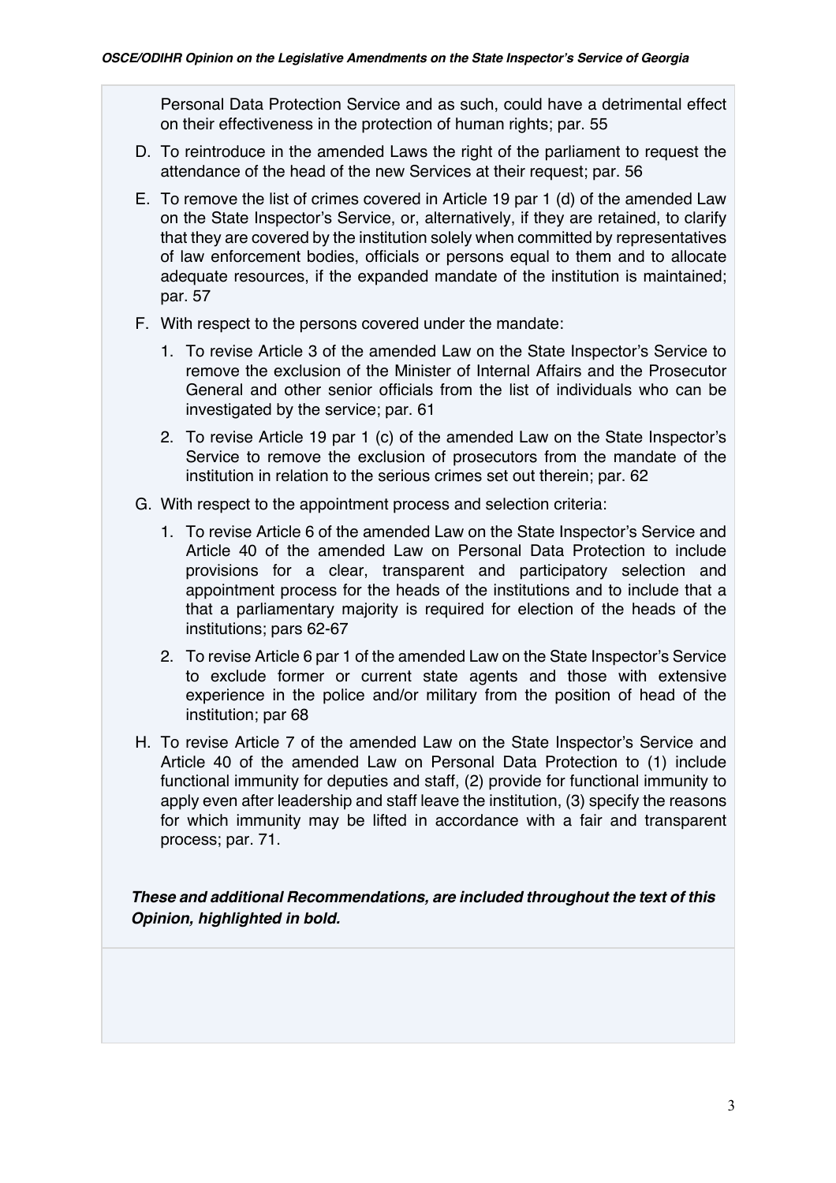Personal Data Protection Service and as such, could have a detrimental effect on their effectiveness in the protection of human rights; par. 55

D. To reintroduce in the amended Laws the right of the parliament to request the attendance of the head of the new Services at their request; par. 56

E. To remove the list of crimes covered in Article 19 par 1 (d) of the amended Law on the State Inspector's Service, or, alternatively, if they are retained, to clarify that they are covered by the institution solely when committed by representatives of law enforcement bodies, officials or persons equal to them and to allocate adequate resources, if the expanded mandate of the institution is maintained; par. 57

F. With respect to the persons covered under the mandate:

   1. To revise Article 3 of the amended Law on the State Inspector's Service to remove the exclusion of the Minister of Internal Affairs and the Prosecutor General and other senior officials from the list of individuals who can be investigated by the service; par. 61

   2. To revise Article 19 par 1 (c) of the amended Law on the State Inspector's Service to remove the exclusion of prosecutors from the mandate of the institution in relation to the serious crimes set out therein; par. 62

G. With respect to the appointment process and selection criteria:

   1. To revise Article 6 of the amended Law on the State Inspector's Service and Article 40 of the amended Law on Personal Data Protection to include provisions for a clear, transparent and participatory selection and appointment process for the heads of the institutions and to include that a that a parliamentary majority is required for election of the heads of the institutions; pars 62-67

   2. To revise Article 6 par 1 of the amended Law on the State Inspector's Service to exclude former or current state agents and those with extensive experience in the police and/or military from the position of head of the institution; par 68

H. To revise Article 7 of the amended Law on the State Inspector's Service and Article 40 of the amended Law on Personal Data Protection to (1) include functional immunity for deputies and staff, (2) provide for functional immunity to apply even after leadership and staff leave the institution, (3) specify the reasons for which immunity may be lifted in accordance with a fair and transparent process; par. 71.

***These and additional Recommendations, are included throughout the text of this Opinion, highlighted in bold.***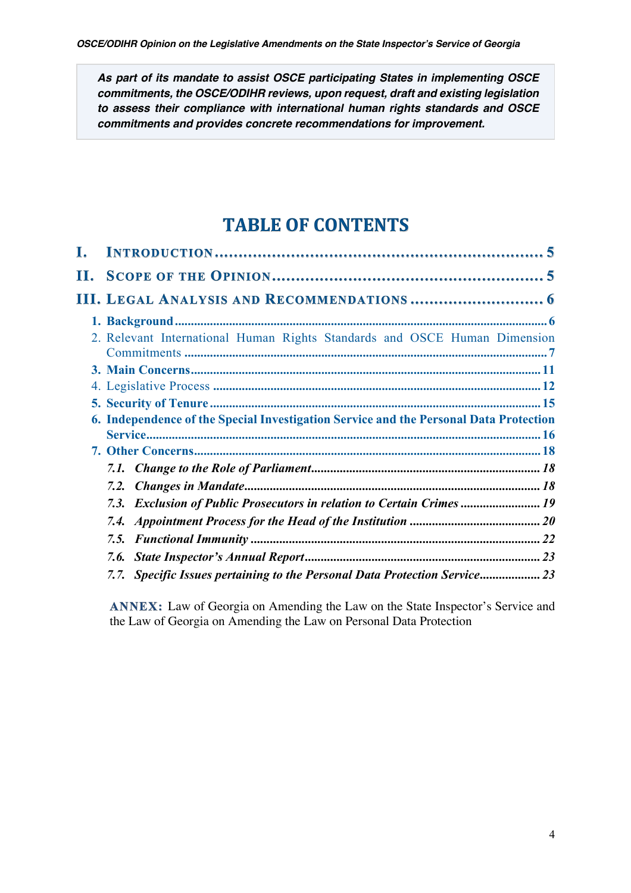***As part of its mandate to assist OSCE participating States in implementing OSCE commitments, the OSCE/ODIHR reviews, upon request, draft and existing legislation to assess their compliance with international human rights standards and OSCE commitments and provides concrete recommendations for improvement.***

# TABLE OF CONTENTS

**I. INTRODUCTION** .......... 5

**II. SCOPE OF THE OPINION** .......... 5

**III. LEGAL ANALYSIS AND RECOMMENDATIONS** .......... 6

- **1. Background** .......... 6
- 2. Relevant International Human Rights Standards and OSCE Human Dimension Commitments .......... 7
- **3. Main Concerns** .......... 11
- 4. Legislative Process .......... 12
- **5. Security of Tenure** .......... 15
- **6. Independence of the Special Investigation Service and the Personal Data Protection Service** .......... 16
- **7. Other Concerns** .......... 18
  - ***7.1. Change to the Role of Parliament*** .......... 18
  - ***7.2. Changes in Mandate*** .......... 18
  - ***7.3. Exclusion of Public Prosecutors in relation to Certain Crimes*** .......... 19
  - ***7.4. Appointment Process for the Head of the Institution*** .......... 20
  - ***7.5. Functional Immunity*** .......... 22
  - ***7.6. State Inspector's Annual Report*** .......... 23
  - ***7.7. Specific Issues pertaining to the Personal Data Protection Service*** .......... 23

**ANNEX:** Law of Georgia on Amending the Law on the State Inspector's Service and the Law of Georgia on Amending the Law on Personal Data Protection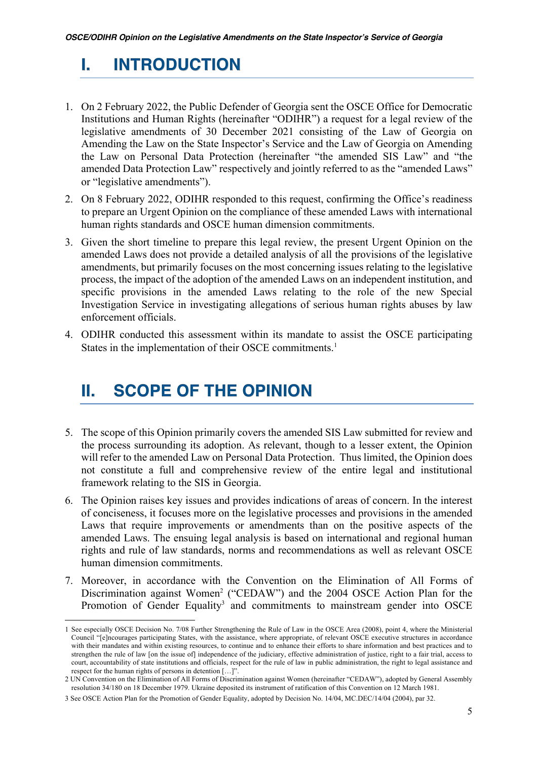# I. INTRODUCTION

1. On 2 February 2022, the Public Defender of Georgia sent the OSCE Office for Democratic Institutions and Human Rights (hereinafter "ODIHR") a request for a legal review of the legislative amendments of 30 December 2021 consisting of the Law of Georgia on Amending the Law on the State Inspector's Service and the Law of Georgia on Amending the Law on Personal Data Protection (hereinafter "the amended SIS Law" and "the amended Data Protection Law" respectively and jointly referred to as the "amended Laws" or "legislative amendments").

2. On 8 February 2022, ODIHR responded to this request, confirming the Office's readiness to prepare an Urgent Opinion on the compliance of these amended Laws with international human rights standards and OSCE human dimension commitments.

3. Given the short timeline to prepare this legal review, the present Urgent Opinion on the amended Laws does not provide a detailed analysis of all the provisions of the legislative amendments, but primarily focuses on the most concerning issues relating to the legislative process, the impact of the adoption of the amended Laws on an independent institution, and specific provisions in the amended Laws relating to the role of the new Special Investigation Service in investigating allegations of serious human rights abuses by law enforcement officials.

4. ODIHR conducted this assessment within its mandate to assist the OSCE participating States in the implementation of their OSCE commitments.[1]

# II. SCOPE OF THE OPINION

5. The scope of this Opinion primarily covers the amended SIS Law submitted for review and the process surrounding its adoption. As relevant, though to a lesser extent, the Opinion will refer to the amended Law on Personal Data Protection. Thus limited, the Opinion does not constitute a full and comprehensive review of the entire legal and institutional framework relating to the SIS in Georgia.

6. The Opinion raises key issues and provides indications of areas of concern. In the interest of conciseness, it focuses more on the legislative processes and provisions in the amended Laws that require improvements or amendments than on the positive aspects of the amended Laws. The ensuing legal analysis is based on international and regional human rights and rule of law standards, norms and recommendations as well as relevant OSCE human dimension commitments.

7. Moreover, in accordance with the Convention on the Elimination of All Forms of Discrimination against Women[2] ("CEDAW") and the 2004 OSCE Action Plan for the Promotion of Gender Equality[3] and commitments to mainstream gender into OSCE

---

[1] See especially OSCE Decision No. 7/08 Further Strengthening the Rule of Law in the OSCE Area (2008), point 4, where the Ministerial Council "[e]ncourages participating States, with the assistance, where appropriate, of relevant OSCE executive structures in accordance with their mandates and within existing resources, to continue and to enhance their efforts to share information and best practices and to strengthen the rule of law [on the issue of] independence of the judiciary, effective administration of justice, right to a fair trial, access to court, accountability of state institutions and officials, respect for the rule of law in public administration, the right to legal assistance and respect for the human rights of persons in detention […]".

[2] UN Convention on the Elimination of All Forms of Discrimination against Women (hereinafter "CEDAW"), adopted by General Assembly resolution 34/180 on 18 December 1979. Ukraine deposited its instrument of ratification of this Convention on 12 March 1981.

[3] See OSCE Action Plan for the Promotion of Gender Equality, adopted by Decision No. 14/04, MC.DEC/14/04 (2004), par 32.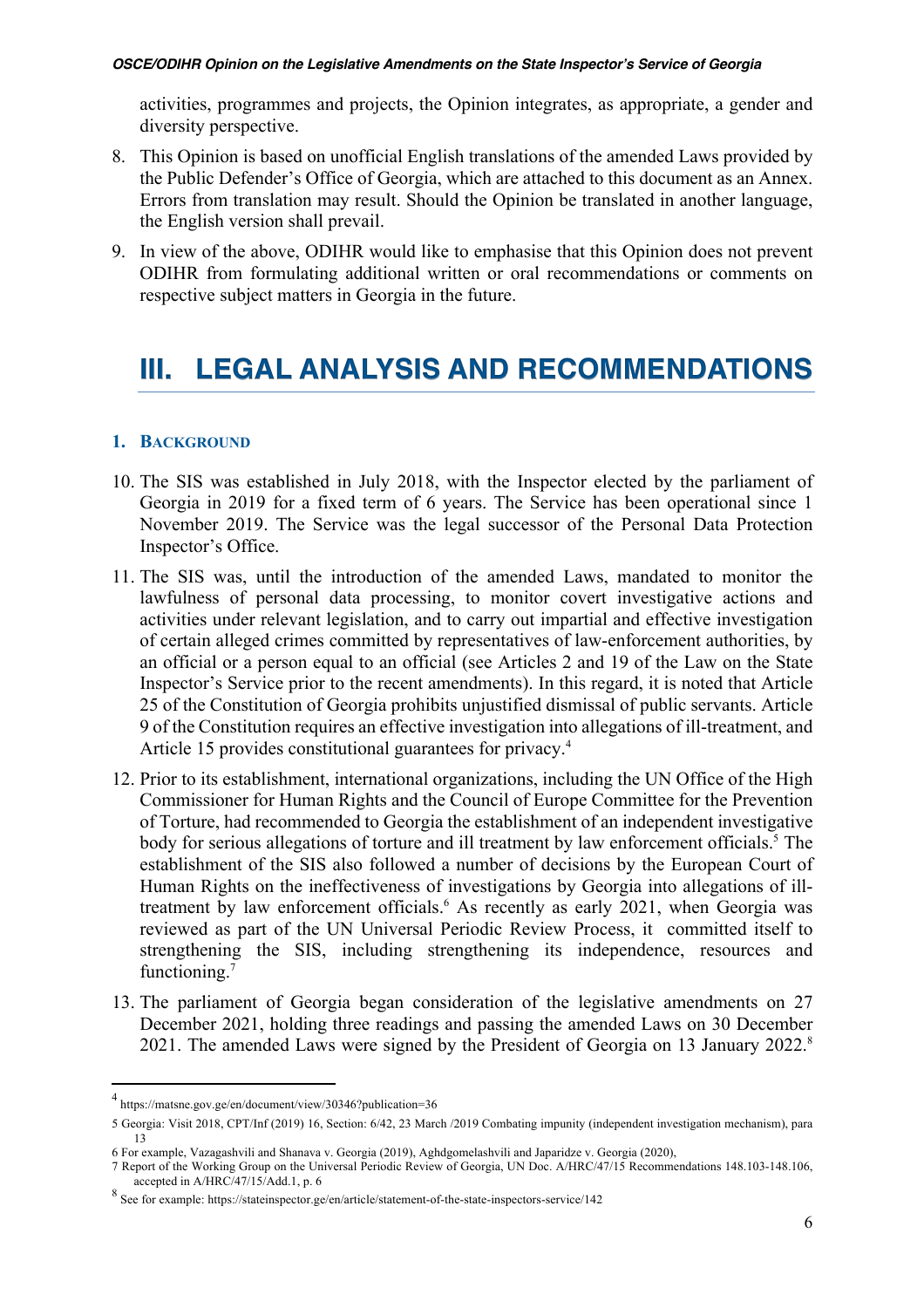activities, programmes and projects, the Opinion integrates, as appropriate, a gender and diversity perspective.

8. This Opinion is based on unofficial English translations of the amended Laws provided by the Public Defender's Office of Georgia, which are attached to this document as an Annex. Errors from translation may result. Should the Opinion be translated in another language, the English version shall prevail.

9. In view of the above, ODIHR would like to emphasise that this Opinion does not prevent ODIHR from formulating additional written or oral recommendations or comments on respective subject matters in Georgia in the future.

# III. LEGAL ANALYSIS AND RECOMMENDATIONS

## 1. BACKGROUND

10. The SIS was established in July 2018, with the Inspector elected by the parliament of Georgia in 2019 for a fixed term of 6 years. The Service has been operational since 1 November 2019. The Service was the legal successor of the Personal Data Protection Inspector's Office.

11. The SIS was, until the introduction of the amended Laws, mandated to monitor the lawfulness of personal data processing, to monitor covert investigative actions and activities under relevant legislation, and to carry out impartial and effective investigation of certain alleged crimes committed by representatives of law-enforcement authorities, by an official or a person equal to an official (see Articles 2 and 19 of the Law on the State Inspector's Service prior to the recent amendments). In this regard, it is noted that Article 25 of the Constitution of Georgia prohibits unjustified dismissal of public servants. Article 9 of the Constitution requires an effective investigation into allegations of ill-treatment, and Article 15 provides constitutional guarantees for privacy.[4]

12. Prior to its establishment, international organizations, including the UN Office of the High Commissioner for Human Rights and the Council of Europe Committee for the Prevention of Torture, had recommended to Georgia the establishment of an independent investigative body for serious allegations of torture and ill treatment by law enforcement officials.[5] The establishment of the SIS also followed a number of decisions by the European Court of Human Rights on the ineffectiveness of investigations by Georgia into allegations of ill-treatment by law enforcement officials.[6] As recently as early 2021, when Georgia was reviewed as part of the UN Universal Periodic Review Process, it committed itself to strengthening the SIS, including strengthening its independence, resources and functioning.[7]

13. The parliament of Georgia began consideration of the legislative amendments on 27 December 2021, holding three readings and passing the amended Laws on 30 December 2021. The amended Laws were signed by the President of Georgia on 13 January 2022.[8]

---

[4] https://matsne.gov.ge/en/document/view/30346?publication=36

[5] Georgia: Visit 2018, CPT/Inf (2019) 16, Section: 6/42, 23 March /2019 Combating impunity (independent investigation mechanism), para 13

[6] For example, Vazagashvili and Shanava v. Georgia (2019), Aghdgomelashvili and Japaridze v. Georgia (2020),

[7] Report of the Working Group on the Universal Periodic Review of Georgia, UN Doc. A/HRC/47/15 Recommendations 148.103-148.106, accepted in A/HRC/47/15/Add.1, p. 6

[8] See for example: https://stateinspector.ge/en/article/statement-of-the-state-inspectors-service/142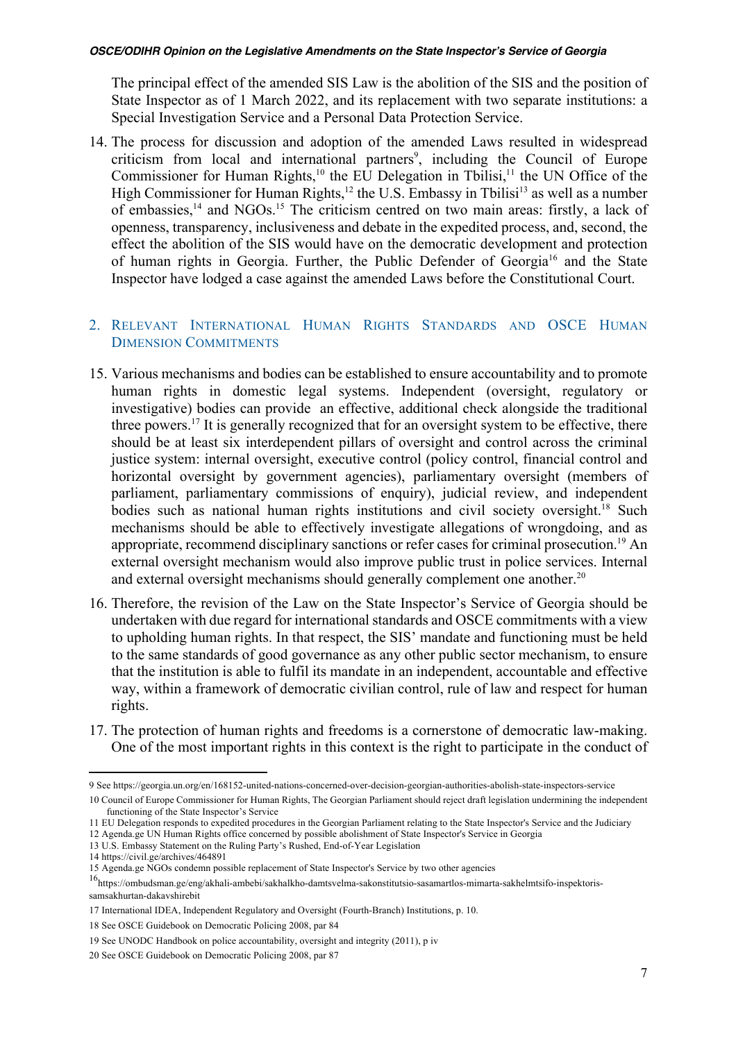The principal effect of the amended SIS Law is the abolition of the SIS and the position of State Inspector as of 1 March 2022, and its replacement with two separate institutions: a Special Investigation Service and a Personal Data Protection Service.

14. The process for discussion and adoption of the amended Laws resulted in widespread criticism from local and international partners[9], including the Council of Europe Commissioner for Human Rights,[10] the EU Delegation in Tbilisi,[11] the UN Office of the High Commissioner for Human Rights,[12] the U.S. Embassy in Tbilisi[13] as well as a number of embassies,[14] and NGOs.[15] The criticism centred on two main areas: firstly, a lack of openness, transparency, inclusiveness and debate in the expedited process, and, second, the effect the abolition of the SIS would have on the democratic development and protection of human rights in Georgia. Further, the Public Defender of Georgia[16] and the State Inspector have lodged a case against the amended Laws before the Constitutional Court.

## 2. Relevant International Human Rights Standards and OSCE Human Dimension Commitments

15. Various mechanisms and bodies can be established to ensure accountability and to promote human rights in domestic legal systems. Independent (oversight, regulatory or investigative) bodies can provide an effective, additional check alongside the traditional three powers.[17] It is generally recognized that for an oversight system to be effective, there should be at least six interdependent pillars of oversight and control across the criminal justice system: internal oversight, executive control (policy control, financial control and horizontal oversight by government agencies), parliamentary oversight (members of parliament, parliamentary commissions of enquiry), judicial review, and independent bodies such as national human rights institutions and civil society oversight.[18] Such mechanisms should be able to effectively investigate allegations of wrongdoing, and as appropriate, recommend disciplinary sanctions or refer cases for criminal prosecution.[19] An external oversight mechanism would also improve public trust in police services. Internal and external oversight mechanisms should generally complement one another.[20]

16. Therefore, the revision of the Law on the State Inspector's Service of Georgia should be undertaken with due regard for international standards and OSCE commitments with a view to upholding human rights. In that respect, the SIS' mandate and functioning must be held to the same standards of good governance as any other public sector mechanism, to ensure that the institution is able to fulfil its mandate in an independent, accountable and effective way, within a framework of democratic civilian control, rule of law and respect for human rights.

17. The protection of human rights and freedoms is a cornerstone of democratic law-making. One of the most important rights in this context is the right to participate in the conduct of

---

9 See https://georgia.un.org/en/168152-united-nations-concerned-over-decision-georgian-authorities-abolish-state-inspectors-service

10 Council of Europe Commissioner for Human Rights, The Georgian Parliament should reject draft legislation undermining the independent functioning of the State Inspector's Service

11 EU Delegation responds to expedited procedures in the Georgian Parliament relating to the State Inspector's Service and the Judiciary

12 Agenda.ge UN Human Rights office concerned by possible abolishment of State Inspector's Service in Georgia

13 U.S. Embassy Statement on the Ruling Party's Rushed, End-of-Year Legislation

14 https://civil.ge/archives/464891

15 Agenda.ge NGOs condemn possible replacement of State Inspector's Service by two other agencies

16 https://ombudsman.ge/eng/akhali-ambebi/sakhalkho-damtsvelma-sakonstitutsio-sasamartlos-mimarta-sakhelmtsifo-inspektoris-samsakhurtan-dakavshirebit

17 International IDEA, Independent Regulatory and Oversight (Fourth-Branch) Institutions, p. 10.

18 See OSCE Guidebook on Democratic Policing 2008, par 84

19 See UNODC Handbook on police accountability, oversight and integrity (2011), p iv

20 See OSCE Guidebook on Democratic Policing 2008, par 87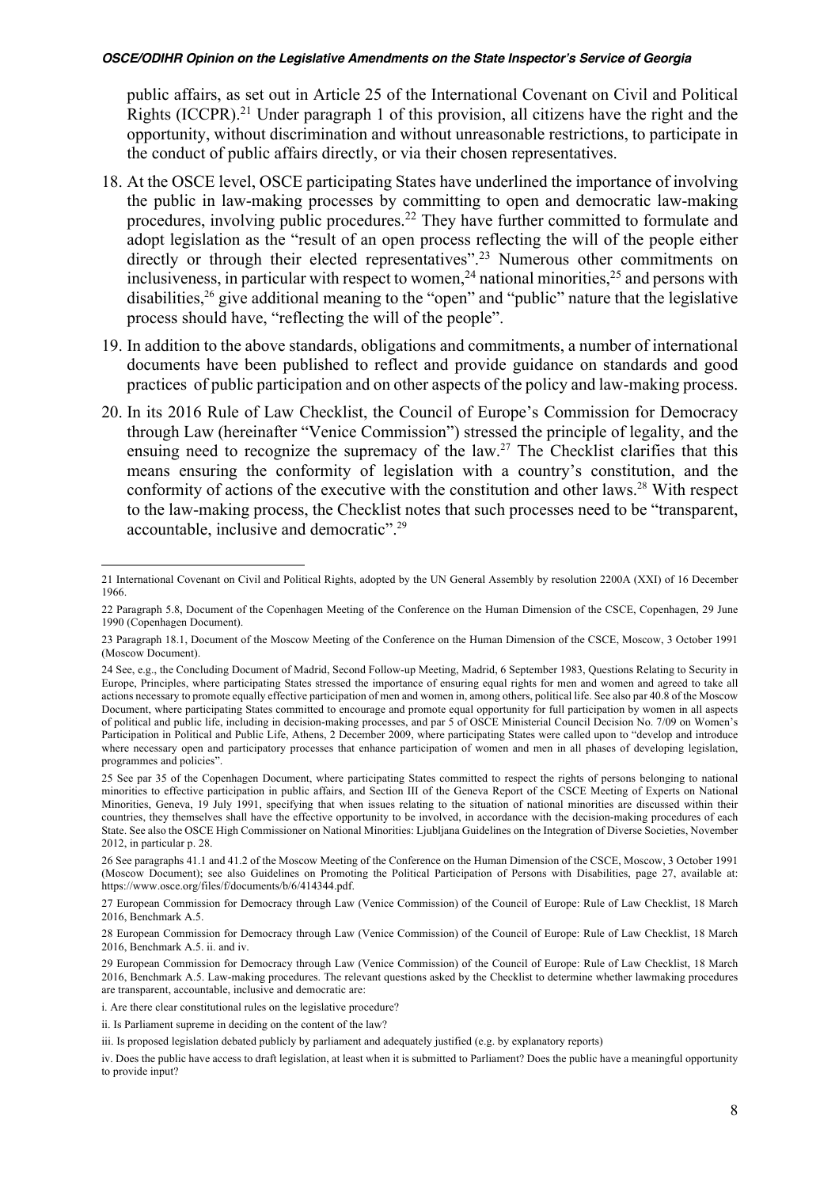public affairs, as set out in Article 25 of the International Covenant on Civil and Political Rights (ICCPR).[21] Under paragraph 1 of this provision, all citizens have the right and the opportunity, without discrimination and without unreasonable restrictions, to participate in the conduct of public affairs directly, or via their chosen representatives.

18. At the OSCE level, OSCE participating States have underlined the importance of involving the public in law-making processes by committing to open and democratic law-making procedures, involving public procedures.[22] They have further committed to formulate and adopt legislation as the "result of an open process reflecting the will of the people either directly or through their elected representatives".[23] Numerous other commitments on inclusiveness, in particular with respect to women,[24] national minorities,[25] and persons with disabilities,[26] give additional meaning to the "open" and "public" nature that the legislative process should have, "reflecting the will of the people".

19. In addition to the above standards, obligations and commitments, a number of international documents have been published to reflect and provide guidance on standards and good practices of public participation and on other aspects of the policy and law-making process.

20. In its 2016 Rule of Law Checklist, the Council of Europe's Commission for Democracy through Law (hereinafter "Venice Commission") stressed the principle of legality, and the ensuing need to recognize the supremacy of the law.[27] The Checklist clarifies that this means ensuring the conformity of legislation with a country's constitution, and the conformity of actions of the executive with the constitution and other laws.[28] With respect to the law-making process, the Checklist notes that such processes need to be "transparent, accountable, inclusive and democratic".[29]

---

21 International Covenant on Civil and Political Rights, adopted by the UN General Assembly by resolution 2200A (XXI) of 16 December 1966.

22 Paragraph 5.8, Document of the Copenhagen Meeting of the Conference on the Human Dimension of the CSCE, Copenhagen, 29 June 1990 (Copenhagen Document).

23 Paragraph 18.1, Document of the Moscow Meeting of the Conference on the Human Dimension of the CSCE, Moscow, 3 October 1991 (Moscow Document).

24 See, e.g., the Concluding Document of Madrid, Second Follow-up Meeting, Madrid, 6 September 1983, Questions Relating to Security in Europe, Principles, where participating States stressed the importance of ensuring equal rights for men and women and agreed to take all actions necessary to promote equally effective participation of men and women in, among others, political life. See also par 40.8 of the Moscow Document, where participating States committed to encourage and promote equal opportunity for full participation by women in all aspects of political and public life, including in decision-making processes, and par 5 of OSCE Ministerial Council Decision No. 7/09 on Women's Participation in Political and Public Life, Athens, 2 December 2009, where participating States were called upon to "develop and introduce where necessary open and participatory processes that enhance participation of women and men in all phases of developing legislation, programmes and policies".

25 See par 35 of the Copenhagen Document, where participating States committed to respect the rights of persons belonging to national minorities to effective participation in public affairs, and Section III of the Geneva Report of the CSCE Meeting of Experts on National Minorities, Geneva, 19 July 1991, specifying that when issues relating to the situation of national minorities are discussed within their countries, they themselves shall have the effective opportunity to be involved, in accordance with the decision-making procedures of each State. See also the OSCE High Commissioner on National Minorities: Ljubljana Guidelines on the Integration of Diverse Societies, November 2012, in particular p. 28.

26 See paragraphs 41.1 and 41.2 of the Moscow Meeting of the Conference on the Human Dimension of the CSCE, Moscow, 3 October 1991 (Moscow Document); see also Guidelines on Promoting the Political Participation of Persons with Disabilities, page 27, available at: https://www.osce.org/files/f/documents/b/6/414344.pdf.

27 European Commission for Democracy through Law (Venice Commission) of the Council of Europe: Rule of Law Checklist, 18 March 2016, Benchmark A.5.

28 European Commission for Democracy through Law (Venice Commission) of the Council of Europe: Rule of Law Checklist, 18 March 2016, Benchmark A.5. ii. and iv.

29 European Commission for Democracy through Law (Venice Commission) of the Council of Europe: Rule of Law Checklist, 18 March 2016, Benchmark A.5. Law-making procedures. The relevant questions asked by the Checklist to determine whether lawmaking procedures are transparent, accountable, inclusive and democratic are:

i. Are there clear constitutional rules on the legislative procedure?

ii. Is Parliament supreme in deciding on the content of the law?

iii. Is proposed legislation debated publicly by parliament and adequately justified (e.g. by explanatory reports)

iv. Does the public have access to draft legislation, at least when it is submitted to Parliament? Does the public have a meaningful opportunity to provide input?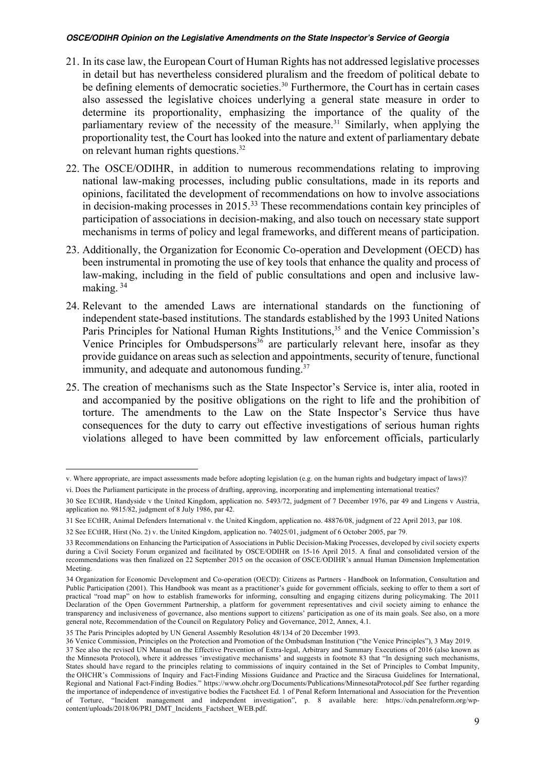21. In its case law, the European Court of Human Rights has not addressed legislative processes in detail but has nevertheless considered pluralism and the freedom of political debate to be defining elements of democratic societies.[30] Furthermore, the Court has in certain cases also assessed the legislative choices underlying a general state measure in order to determine its proportionality, emphasizing the importance of the quality of the parliamentary review of the necessity of the measure.[31] Similarly, when applying the proportionality test, the Court has looked into the nature and extent of parliamentary debate on relevant human rights questions.[32]

22. The OSCE/ODIHR, in addition to numerous recommendations relating to improving national law-making processes, including public consultations, made in its reports and opinions, facilitated the development of recommendations on how to involve associations in decision-making processes in 2015.[33] These recommendations contain key principles of participation of associations in decision-making, and also touch on necessary state support mechanisms in terms of policy and legal frameworks, and different means of participation.

23. Additionally, the Organization for Economic Co-operation and Development (OECD) has been instrumental in promoting the use of key tools that enhance the quality and process of law-making, including in the field of public consultations and open and inclusive law-making. [34]

24. Relevant to the amended Laws are international standards on the functioning of independent state-based institutions. The standards established by the 1993 United Nations Paris Principles for National Human Rights Institutions,[35] and the Venice Commission's Venice Principles for Ombudspersons[36] are particularly relevant here, insofar as they provide guidance on areas such as selection and appointments, security of tenure, functional immunity, and adequate and autonomous funding.[37]

25. The creation of mechanisms such as the State Inspector's Service is, inter alia, rooted in and accompanied by the positive obligations on the right to life and the prohibition of torture. The amendments to the Law on the State Inspector's Service thus have consequences for the duty to carry out effective investigations of serious human rights violations alleged to have been committed by law enforcement officials, particularly

---

v. Where appropriate, are impact assessments made before adopting legislation (e.g. on the human rights and budgetary impact of laws)?

vi. Does the Parliament participate in the process of drafting, approving, incorporating and implementing international treaties?

30 See ECtHR, Handyside v the United Kingdom, application no. 5493/72, judgment of 7 December 1976, par 49 and Lingens v Austria, application no. 9815/82, judgment of 8 July 1986, par 42.

31 See ECtHR, Animal Defenders International v. the United Kingdom, application no. 48876/08, judgment of 22 April 2013, par 108.

32 See ECtHR, Hirst (No. 2) v. the United Kingdom, application no. 74025/01, judgment of 6 October 2005, par 79.

33 Recommendations on Enhancing the Participation of Associations in Public Decision-Making Processes, developed by civil society experts during a Civil Society Forum organized and facilitated by OSCE/ODIHR on 15-16 April 2015. A final and consolidated version of the recommendations was then finalized on 22 September 2015 on the occasion of OSCE/ODIHR's annual Human Dimension Implementation Meeting.

34 Organization for Economic Development and Co-operation (OECD): Citizens as Partners - Handbook on Information, Consultation and Public Participation (2001). This Handbook was meant as a practitioner's guide for government officials, seeking to offer to them a sort of practical "road map" on how to establish frameworks for informing, consulting and engaging citizens during policymaking. The 2011 Declaration of the Open Government Partnership, a platform for government representatives and civil society aiming to enhance the transparency and inclusiveness of governance, also mentions support to citizens' participation as one of its main goals. See also, on a more general note, Recommendation of the Council on Regulatory Policy and Governance, 2012, Annex, 4.1.

35 The Paris Principles adopted by UN General Assembly Resolution 48/134 of 20 December 1993.

36 Venice Commission, Principles on the Protection and Promotion of the Ombudsman Institution ("the Venice Principles"), 3 May 2019.

37 See also the revised UN Manual on the Effective Prevention of Extra-legal, Arbitrary and Summary Executions of 2016 (also known as the Minnesota Protocol), where it addresses 'investigative mechanisms' and suggests in footnote 83 that "In designing such mechanisms, States should have regard to the principles relating to commissions of inquiry contained in the Set of Principles to Combat Impunity, the OHCHR's Commissions of Inquiry and Fact-Finding Missions Guidance and Practice and the Siracusa Guidelines for International, Regional and National Fact-Finding Bodies." https://www.ohchr.org/Documents/Publications/MinnesotaProtocol.pdf See further regarding the importance of independence of investigative bodies the Factsheet Ed. 1 of Penal Reform International and Association for the Prevention of Torture, "Incident management and independent investigation", p. 8 available here: https://cdn.penalreform.org/wp-content/uploads/2018/06/PRI_DMT_Incidents_Factsheet_WEB.pdf.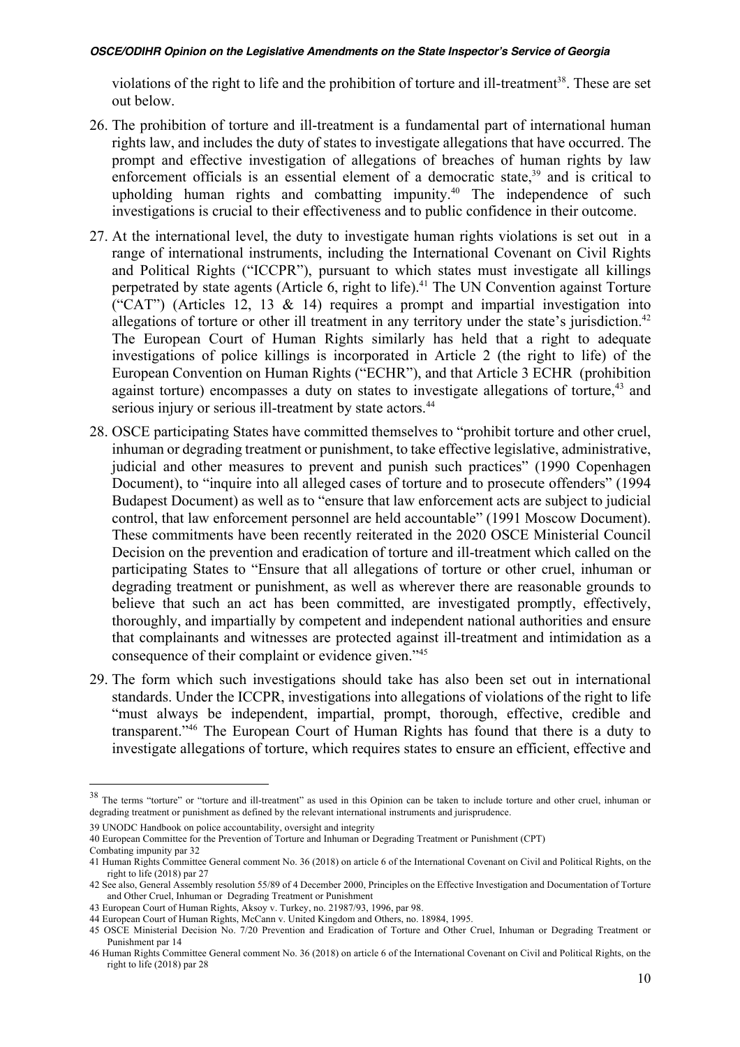violations of the right to life and the prohibition of torture and ill-treatment[38]. These are set out below.

26. The prohibition of torture and ill-treatment is a fundamental part of international human rights law, and includes the duty of states to investigate allegations that have occurred. The prompt and effective investigation of allegations of breaches of human rights by law enforcement officials is an essential element of a democratic state,[39] and is critical to upholding human rights and combatting impunity.[40] The independence of such investigations is crucial to their effectiveness and to public confidence in their outcome.

27. At the international level, the duty to investigate human rights violations is set out in a range of international instruments, including the International Covenant on Civil Rights and Political Rights ("ICCPR"), pursuant to which states must investigate all killings perpetrated by state agents (Article 6, right to life).[41] The UN Convention against Torture ("CAT") (Articles 12, 13 & 14) requires a prompt and impartial investigation into allegations of torture or other ill treatment in any territory under the state's jurisdiction.[42] The European Court of Human Rights similarly has held that a right to adequate investigations of police killings is incorporated in Article 2 (the right to life) of the European Convention on Human Rights ("ECHR"), and that Article 3 ECHR (prohibition against torture) encompasses a duty on states to investigate allegations of torture,[43] and serious injury or serious ill-treatment by state actors.[44]

28. OSCE participating States have committed themselves to "prohibit torture and other cruel, inhuman or degrading treatment or punishment, to take effective legislative, administrative, judicial and other measures to prevent and punish such practices" (1990 Copenhagen Document), to "inquire into all alleged cases of torture and to prosecute offenders" (1994 Budapest Document) as well as to "ensure that law enforcement acts are subject to judicial control, that law enforcement personnel are held accountable" (1991 Moscow Document). These commitments have been recently reiterated in the 2020 OSCE Ministerial Council Decision on the prevention and eradication of torture and ill-treatment which called on the participating States to "Ensure that all allegations of torture or other cruel, inhuman or degrading treatment or punishment, as well as wherever there are reasonable grounds to believe that such an act has been committed, are investigated promptly, effectively, thoroughly, and impartially by competent and independent national authorities and ensure that complainants and witnesses are protected against ill-treatment and intimidation as a consequence of their complaint or evidence given."[45]

29. The form which such investigations should take has also been set out in international standards. Under the ICCPR, investigations into allegations of violations of the right to life "must always be independent, impartial, prompt, thorough, effective, credible and transparent."[46] The European Court of Human Rights has found that there is a duty to investigate allegations of torture, which requires states to ensure an efficient, effective and

---

[38] The terms "torture" or "torture and ill-treatment" as used in this Opinion can be taken to include torture and other cruel, inhuman or degrading treatment or punishment as defined by the relevant international instruments and jurisprudence.

39 UNODC Handbook on police accountability, oversight and integrity

40 European Committee for the Prevention of Torture and Inhuman or Degrading Treatment or Punishment (CPT) Combating impunity par 32

41 Human Rights Committee General comment No. 36 (2018) on article 6 of the International Covenant on Civil and Political Rights, on the right to life (2018) par 27

42 See also, General Assembly resolution 55/89 of 4 December 2000, Principles on the Effective Investigation and Documentation of Torture and Other Cruel, Inhuman or Degrading Treatment or Punishment

43 European Court of Human Rights, Aksoy v. Turkey, no. 21987/93, 1996, par 98.

44 European Court of Human Rights, McCann v. United Kingdom and Others, no. 18984, 1995.

45 OSCE Ministerial Decision No. 7/20 Prevention and Eradication of Torture and Other Cruel, Inhuman or Degrading Treatment or Punishment par 14

46 Human Rights Committee General comment No. 36 (2018) on article 6 of the International Covenant on Civil and Political Rights, on the right to life (2018) par 28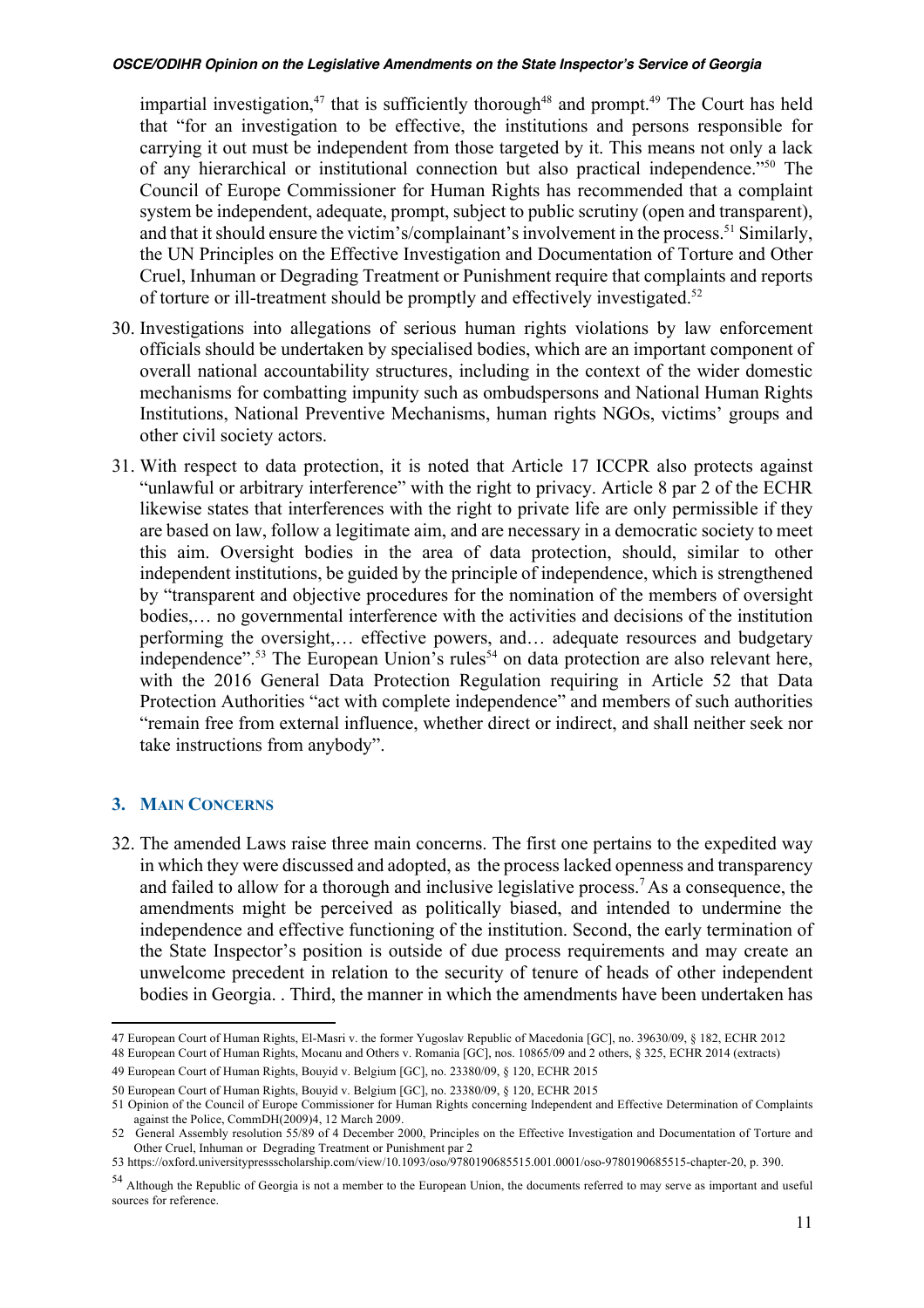impartial investigation,[47] that is sufficiently thorough[48] and prompt.[49] The Court has held that "for an investigation to be effective, the institutions and persons responsible for carrying it out must be independent from those targeted by it. This means not only a lack of any hierarchical or institutional connection but also practical independence."[50] The Council of Europe Commissioner for Human Rights has recommended that a complaint system be independent, adequate, prompt, subject to public scrutiny (open and transparent), and that it should ensure the victim's/complainant's involvement in the process.[51] Similarly, the UN Principles on the Effective Investigation and Documentation of Torture and Other Cruel, Inhuman or Degrading Treatment or Punishment require that complaints and reports of torture or ill-treatment should be promptly and effectively investigated.[52]

30. Investigations into allegations of serious human rights violations by law enforcement officials should be undertaken by specialised bodies, which are an important component of overall national accountability structures, including in the context of the wider domestic mechanisms for combatting impunity such as ombudspersons and National Human Rights Institutions, National Preventive Mechanisms, human rights NGOs, victims' groups and other civil society actors.

31. With respect to data protection, it is noted that Article 17 ICCPR also protects against "unlawful or arbitrary interference" with the right to privacy. Article 8 par 2 of the ECHR likewise states that interferences with the right to private life are only permissible if they are based on law, follow a legitimate aim, and are necessary in a democratic society to meet this aim. Oversight bodies in the area of data protection, should, similar to other independent institutions, be guided by the principle of independence, which is strengthened by "transparent and objective procedures for the nomination of the members of oversight bodies,… no governmental interference with the activities and decisions of the institution performing the oversight,… effective powers, and… adequate resources and budgetary independence".[53] The European Union's rules[54] on data protection are also relevant here, with the 2016 General Data Protection Regulation requiring in Article 52 that Data Protection Authorities "act with complete independence" and members of such authorities "remain free from external influence, whether direct or indirect, and shall neither seek nor take instructions from anybody".

## 3. Main Concerns

32. The amended Laws raise three main concerns. The first one pertains to the expedited way in which they were discussed and adopted, as the process lacked openness and transparency and failed to allow for a thorough and inclusive legislative process.[7] As a consequence, the amendments might be perceived as politically biased, and intended to undermine the independence and effective functioning of the institution. Second, the early termination of the State Inspector's position is outside of due process requirements and may create an unwelcome precedent in relation to the security of tenure of heads of other independent bodies in Georgia. . Third, the manner in which the amendments have been undertaken has

---

47 European Court of Human Rights, El-Masri v. the former Yugoslav Republic of Macedonia [GC], no. 39630/09, § 182, ECHR 2012

48 European Court of Human Rights, Mocanu and Others v. Romania [GC], nos. 10865/09 and 2 others, § 325, ECHR 2014 (extracts)

49 European Court of Human Rights, Bouyid v. Belgium [GC], no. 23380/09, § 120, ECHR 2015

50 European Court of Human Rights, Bouyid v. Belgium [GC], no. 23380/09, § 120, ECHR 2015

51 Opinion of the Council of Europe Commissioner for Human Rights concerning Independent and Effective Determination of Complaints against the Police, CommDH(2009)4, 12 March 2009.

52 General Assembly resolution 55/89 of 4 December 2000, Principles on the Effective Investigation and Documentation of Torture and Other Cruel, Inhuman or Degrading Treatment or Punishment par 2

53 https://oxford.universitypressscholarship.com/view/10.1093/oso/9780190685515.001.0001/oso-9780190685515-chapter-20, p. 390.

54 Although the Republic of Georgia is not a member to the European Union, the documents referred to may serve as important and useful sources for reference.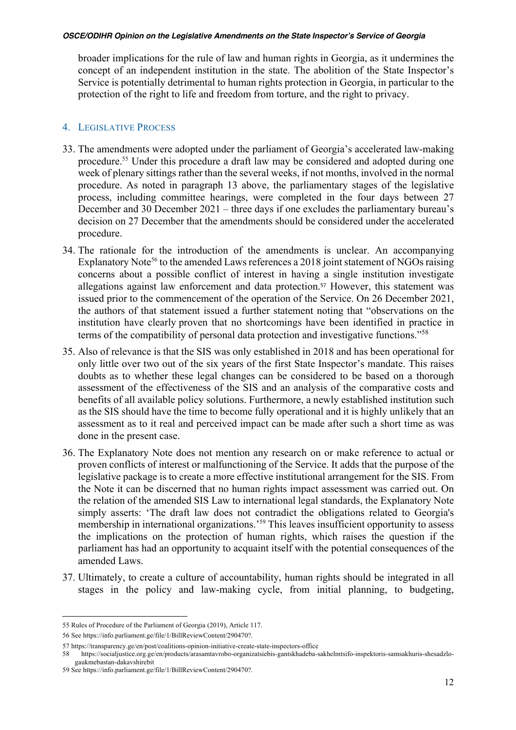broader implications for the rule of law and human rights in Georgia, as it undermines the concept of an independent institution in the state. The abolition of the State Inspector's Service is potentially detrimental to human rights protection in Georgia, in particular to the protection of the right to life and freedom from torture, and the right to privacy.

## 4. Legislative Process

33. The amendments were adopted under the parliament of Georgia's accelerated law-making procedure.[55] Under this procedure a draft law may be considered and adopted during one week of plenary sittings rather than the several weeks, if not months, involved in the normal procedure. As noted in paragraph 13 above, the parliamentary stages of the legislative process, including committee hearings, were completed in the four days between 27 December and 30 December 2021 – three days if one excludes the parliamentary bureau's decision on 27 December that the amendments should be considered under the accelerated procedure.

34. The rationale for the introduction of the amendments is unclear. An accompanying Explanatory Note[56] to the amended Laws references a 2018 joint statement of NGOs raising concerns about a possible conflict of interest in having a single institution investigate allegations against law enforcement and data protection.[57] However, this statement was issued prior to the commencement of the operation of the Service. On 26 December 2021, the authors of that statement issued a further statement noting that "observations on the institution have clearly proven that no shortcomings have been identified in practice in terms of the compatibility of personal data protection and investigative functions."[58]

35. Also of relevance is that the SIS was only established in 2018 and has been operational for only little over two out of the six years of the first State Inspector's mandate. This raises doubts as to whether these legal changes can be considered to be based on a thorough assessment of the effectiveness of the SIS and an analysis of the comparative costs and benefits of all available policy solutions. Furthermore, a newly established institution such as the SIS should have the time to become fully operational and it is highly unlikely that an assessment as to it real and perceived impact can be made after such a short time as was done in the present case.

36. The Explanatory Note does not mention any research on or make reference to actual or proven conflicts of interest or malfunctioning of the Service. It adds that the purpose of the legislative package is to create a more effective institutional arrangement for the SIS. From the Note it can be discerned that no human rights impact assessment was carried out. On the relation of the amended SIS Law to international legal standards, the Explanatory Note simply asserts: 'The draft law does not contradict the obligations related to Georgia's membership in international organizations.'[59] This leaves insufficient opportunity to assess the implications on the protection of human rights, which raises the question if the parliament has had an opportunity to acquaint itself with the potential consequences of the amended Laws.

37. Ultimately, to create a culture of accountability, human rights should be integrated in all stages in the policy and law-making cycle, from initial planning, to budgeting,

---

55 Rules of Procedure of the Parliament of Georgia (2019), Article 117.

56 See https://info.parliament.ge/file/1/BillReviewContent/290470?.

57 https://transparency.ge/en/post/coalitions-opinion-initiative-create-state-inspectors-office

58 https://socialjustice.org.ge/en/products/arasamtavrobo-organizatsiebis-gantskhadeba-sakhelmtsifo-inspektoris-samsakhuris-shesadzlo-gaukmebastan-dakavshirebit

59 See https://info.parliament.ge/file/1/BillReviewContent/290470?.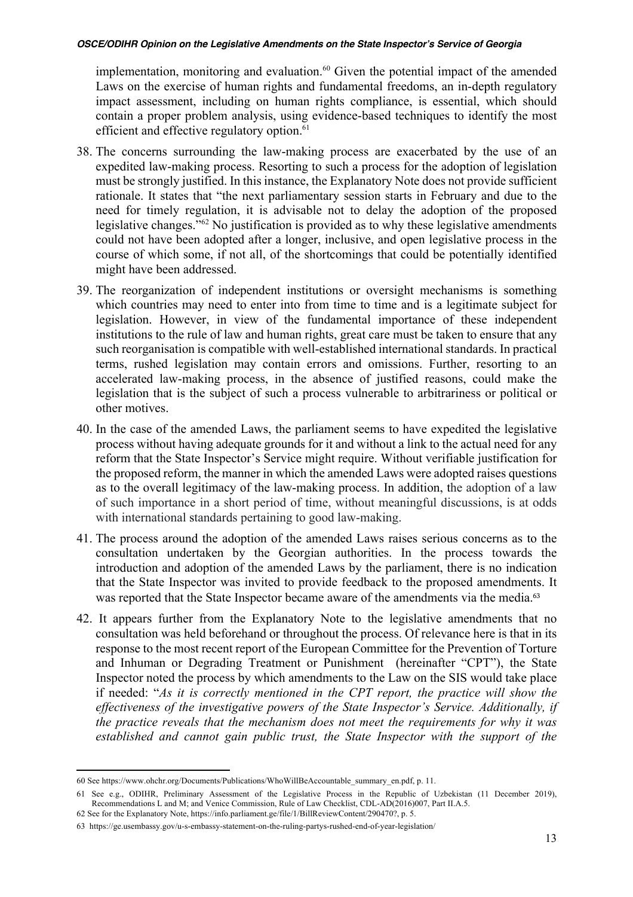implementation, monitoring and evaluation.[60] Given the potential impact of the amended Laws on the exercise of human rights and fundamental freedoms, an in-depth regulatory impact assessment, including on human rights compliance, is essential, which should contain a proper problem analysis, using evidence-based techniques to identify the most efficient and effective regulatory option.[61]

38. The concerns surrounding the law-making process are exacerbated by the use of an expedited law-making process. Resorting to such a process for the adoption of legislation must be strongly justified. In this instance, the Explanatory Note does not provide sufficient rationale. It states that "the next parliamentary session starts in February and due to the need for timely regulation, it is advisable not to delay the adoption of the proposed legislative changes."[62] No justification is provided as to why these legislative amendments could not have been adopted after a longer, inclusive, and open legislative process in the course of which some, if not all, of the shortcomings that could be potentially identified might have been addressed.

39. The reorganization of independent institutions or oversight mechanisms is something which countries may need to enter into from time to time and is a legitimate subject for legislation. However, in view of the fundamental importance of these independent institutions to the rule of law and human rights, great care must be taken to ensure that any such reorganisation is compatible with well-established international standards. In practical terms, rushed legislation may contain errors and omissions. Further, resorting to an accelerated law-making process, in the absence of justified reasons, could make the legislation that is the subject of such a process vulnerable to arbitrariness or political or other motives.

40. In the case of the amended Laws, the parliament seems to have expedited the legislative process without having adequate grounds for it and without a link to the actual need for any reform that the State Inspector's Service might require. Without verifiable justification for the proposed reform, the manner in which the amended Laws were adopted raises questions as to the overall legitimacy of the law-making process. In addition, the adoption of a law of such importance in a short period of time, without meaningful discussions, is at odds with international standards pertaining to good law-making.

41. The process around the adoption of the amended Laws raises serious concerns as to the consultation undertaken by the Georgian authorities. In the process towards the introduction and adoption of the amended Laws by the parliament, there is no indication that the State Inspector was invited to provide feedback to the proposed amendments. It was reported that the State Inspector became aware of the amendments via the media.[63]

42. It appears further from the Explanatory Note to the legislative amendments that no consultation was held beforehand or throughout the process. Of relevance here is that in its response to the most recent report of the European Committee for the Prevention of Torture and Inhuman or Degrading Treatment or Punishment (hereinafter "CPT"), the State Inspector noted the process by which amendments to the Law on the SIS would take place if needed: "*As it is correctly mentioned in the CPT report, the practice will show the effectiveness of the investigative powers of the State Inspector's Service. Additionally, if the practice reveals that the mechanism does not meet the requirements for why it was established and cannot gain public trust, the State Inspector with the support of the*

---

60 See https://www.ohchr.org/Documents/Publications/WhoWillBeAccountable_summary_en.pdf, p. 11.

61 See e.g., ODIHR, Preliminary Assessment of the Legislative Process in the Republic of Uzbekistan (11 December 2019), Recommendations L and M; and Venice Commission, Rule of Law Checklist, CDL-AD(2016)007, Part II.A.5.

62 See for the Explanatory Note, https://info.parliament.ge/file/1/BillReviewContent/290470?, p. 5.

63 https://ge.usembassy.gov/u-s-embassy-statement-on-the-ruling-partys-rushed-end-of-year-legislation/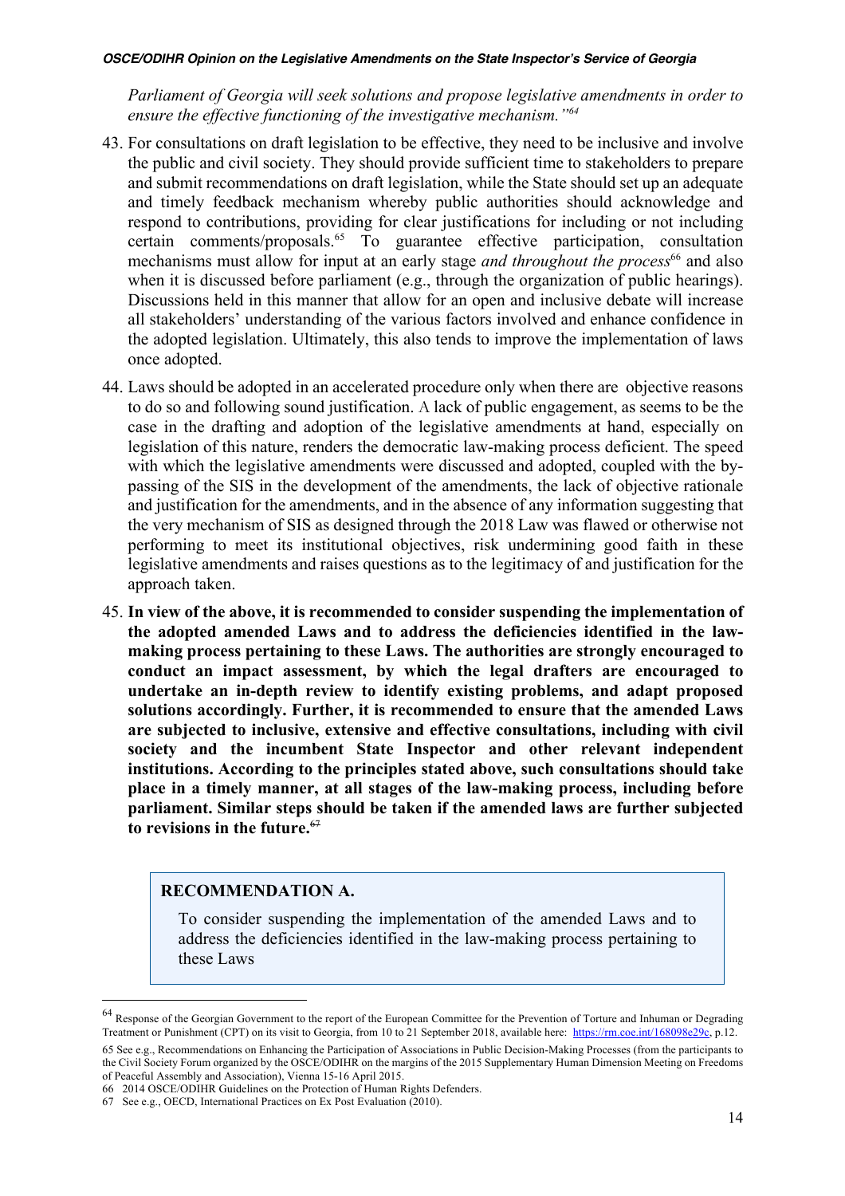*Parliament of Georgia will seek solutions and propose legislative amendments in order to ensure the effective functioning of the investigative mechanism."*[64]

43. For consultations on draft legislation to be effective, they need to be inclusive and involve the public and civil society. They should provide sufficient time to stakeholders to prepare and submit recommendations on draft legislation, while the State should set up an adequate and timely feedback mechanism whereby public authorities should acknowledge and respond to contributions, providing for clear justifications for including or not including certain comments/proposals.[65] To guarantee effective participation, consultation mechanisms must allow for input at an early stage *and throughout the process*[66] and also when it is discussed before parliament (e.g., through the organization of public hearings). Discussions held in this manner that allow for an open and inclusive debate will increase all stakeholders' understanding of the various factors involved and enhance confidence in the adopted legislation. Ultimately, this also tends to improve the implementation of laws once adopted.

44. Laws should be adopted in an accelerated procedure only when there are objective reasons to do so and following sound justification. A lack of public engagement, as seems to be the case in the drafting and adoption of the legislative amendments at hand, especially on legislation of this nature, renders the democratic law-making process deficient. The speed with which the legislative amendments were discussed and adopted, coupled with the by-passing of the SIS in the development of the amendments, the lack of objective rationale and justification for the amendments, and in the absence of any information suggesting that the very mechanism of SIS as designed through the 2018 Law was flawed or otherwise not performing to meet its institutional objectives, risk undermining good faith in these legislative amendments and raises questions as to the legitimacy of and justification for the approach taken.

45. **In view of the above, it is recommended to consider suspending the implementation of the adopted amended Laws and to address the deficiencies identified in the law-making process pertaining to these Laws. The authorities are strongly encouraged to conduct an impact assessment, by which the legal drafters are encouraged to undertake an in-depth review to identify existing problems, and adapt proposed solutions accordingly. Further, it is recommended to ensure that the amended Laws are subjected to inclusive, extensive and effective consultations, including with civil society and the incumbent State Inspector and other relevant independent institutions. According to the principles stated above, such consultations should take place in a timely manner, at all stages of the law-making process, including before parliament. Similar steps should be taken if the amended laws are further subjected to revisions in the future.**[67]

**RECOMMENDATION A.**

To consider suspending the implementation of the amended Laws and to address the deficiencies identified in the law-making process pertaining to these Laws

---

64 Response of the Georgian Government to the report of the European Committee for the Prevention of Torture and Inhuman or Degrading Treatment or Punishment (CPT) on its visit to Georgia, from 10 to 21 September 2018, available here: https://rm.coe.int/168098e29c, p.12.

65 See e.g., Recommendations on Enhancing the Participation of Associations in Public Decision-Making Processes (from the participants to the Civil Society Forum organized by the OSCE/ODIHR on the margins of the 2015 Supplementary Human Dimension Meeting on Freedoms of Peaceful Assembly and Association), Vienna 15-16 April 2015.

66 2014 OSCE/ODIHR Guidelines on the Protection of Human Rights Defenders.

67 See e.g., OECD, International Practices on Ex Post Evaluation (2010).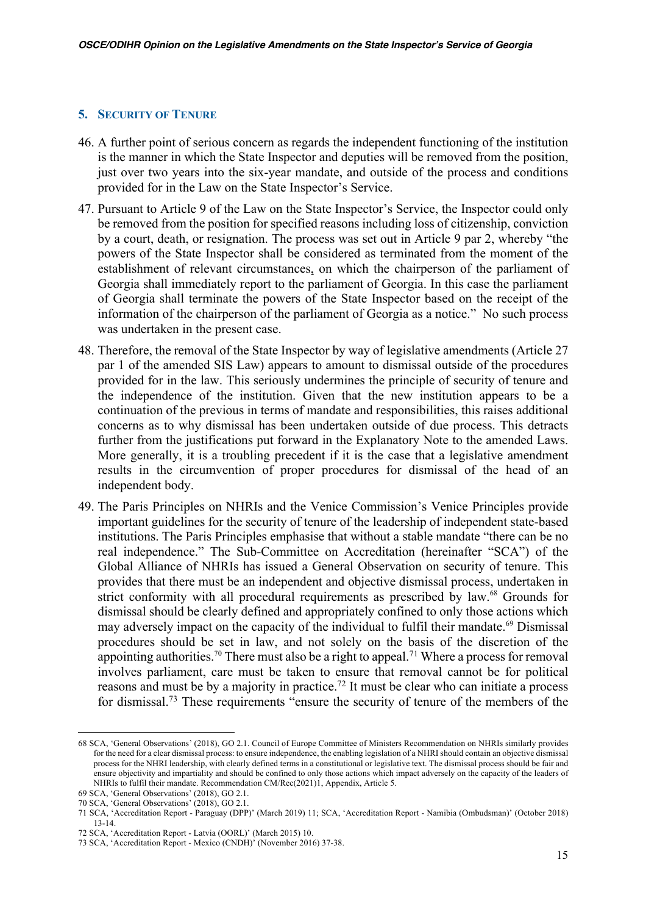## 5. SECURITY OF TENURE

46. A further point of serious concern as regards the independent functioning of the institution is the manner in which the State Inspector and deputies will be removed from the position, just over two years into the six-year mandate, and outside of the process and conditions provided for in the Law on the State Inspector's Service.

47. Pursuant to Article 9 of the Law on the State Inspector's Service, the Inspector could only be removed from the position for specified reasons including loss of citizenship, conviction by a court, death, or resignation. The process was set out in Article 9 par 2, whereby "the powers of the State Inspector shall be considered as terminated from the moment of the establishment of relevant circumstances, on which the chairperson of the parliament of Georgia shall immediately report to the parliament of Georgia. In this case the parliament of Georgia shall terminate the powers of the State Inspector based on the receipt of the information of the chairperson of the parliament of Georgia as a notice." No such process was undertaken in the present case.

48. Therefore, the removal of the State Inspector by way of legislative amendments (Article 27 par 1 of the amended SIS Law) appears to amount to dismissal outside of the procedures provided for in the law. This seriously undermines the principle of security of tenure and the independence of the institution. Given that the new institution appears to be a continuation of the previous in terms of mandate and responsibilities, this raises additional concerns as to why dismissal has been undertaken outside of due process. This detracts further from the justifications put forward in the Explanatory Note to the amended Laws. More generally, it is a troubling precedent if it is the case that a legislative amendment results in the circumvention of proper procedures for dismissal of the head of an independent body.

49. The Paris Principles on NHRIs and the Venice Commission's Venice Principles provide important guidelines for the security of tenure of the leadership of independent state-based institutions. The Paris Principles emphasise that without a stable mandate "there can be no real independence." The Sub-Committee on Accreditation (hereinafter "SCA") of the Global Alliance of NHRIs has issued a General Observation on security of tenure. This provides that there must be an independent and objective dismissal process, undertaken in strict conformity with all procedural requirements as prescribed by law.[68] Grounds for dismissal should be clearly defined and appropriately confined to only those actions which may adversely impact on the capacity of the individual to fulfil their mandate.[69] Dismissal procedures should be set in law, and not solely on the basis of the discretion of the appointing authorities.[70] There must also be a right to appeal.[71] Where a process for removal involves parliament, care must be taken to ensure that removal cannot be for political reasons and must be by a majority in practice.[72] It must be clear who can initiate a process for dismissal.[73] These requirements "ensure the security of tenure of the members of the

---

68 SCA, 'General Observations' (2018), GO 2.1. Council of Europe Committee of Ministers Recommendation on NHRIs similarly provides for the need for a clear dismissal process: to ensure independence, the enabling legislation of a NHRI should contain an objective dismissal process for the NHRI leadership, with clearly defined terms in a constitutional or legislative text. The dismissal process should be fair and ensure objectivity and impartiality and should be confined to only those actions which impact adversely on the capacity of the leaders of NHRIs to fulfil their mandate. Recommendation CM/Rec(2021)1, Appendix, Article 5.

69 SCA, 'General Observations' (2018), GO 2.1.

70 SCA, 'General Observations' (2018), GO 2.1.

71 SCA, 'Accreditation Report - Paraguay (DPP)' (March 2019) 11; SCA, 'Accreditation Report - Namibia (Ombudsman)' (October 2018) 13-14.

72 SCA, 'Accreditation Report - Latvia (OORL)' (March 2015) 10.

73 SCA, 'Accreditation Report - Mexico (CNDH)' (November 2016) 37-38.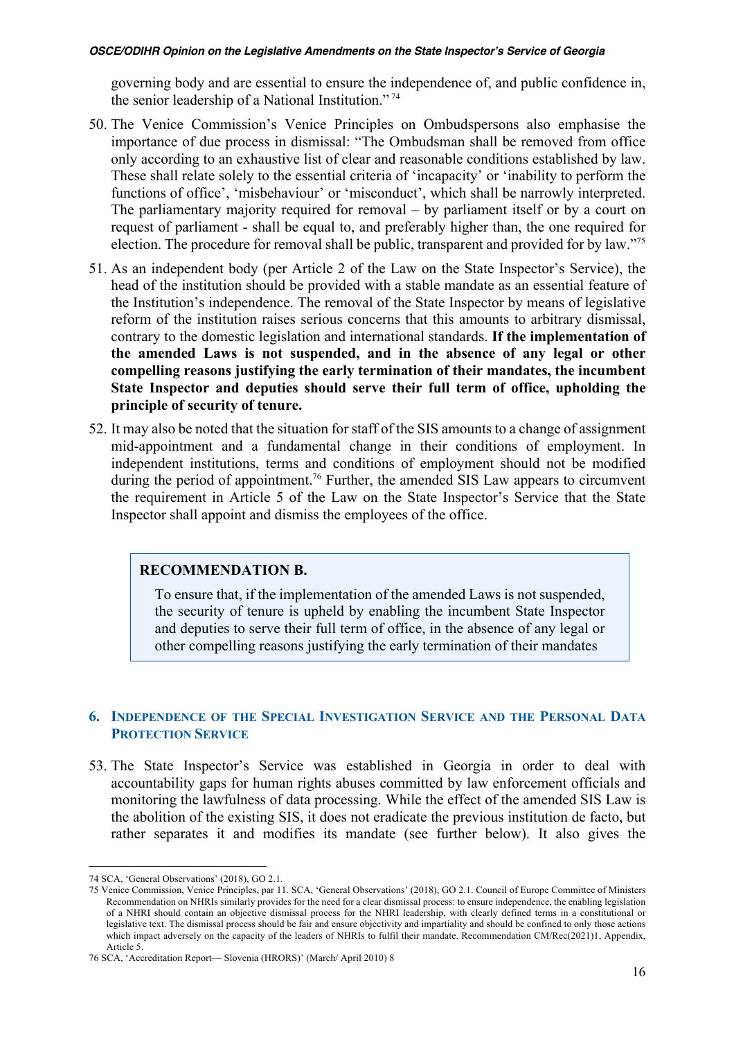governing body and are essential to ensure the independence of, and public confidence in, the senior leadership of a National Institution."[74]

50. The Venice Commission's Venice Principles on Ombudspersons also emphasise the importance of due process in dismissal: "The Ombudsman shall be removed from office only according to an exhaustive list of clear and reasonable conditions established by law. These shall relate solely to the essential criteria of 'incapacity' or 'inability to perform the functions of office', 'misbehaviour' or 'misconduct', which shall be narrowly interpreted. The parliamentary majority required for removal – by parliament itself or by a court on request of parliament - shall be equal to, and preferably higher than, the one required for election. The procedure for removal shall be public, transparent and provided for by law."[75]

51. As an independent body (per Article 2 of the Law on the State Inspector's Service), the head of the institution should be provided with a stable mandate as an essential feature of the Institution's independence. The removal of the State Inspector by means of legislative reform of the institution raises serious concerns that this amounts to arbitrary dismissal, contrary to the domestic legislation and international standards. **If the implementation of the amended Laws is not suspended, and in the absence of any legal or other compelling reasons justifying the early termination of their mandates, the incumbent State Inspector and deputies should serve their full term of office, upholding the principle of security of tenure.**

52. It may also be noted that the situation for staff of the SIS amounts to a change of assignment mid-appointment and a fundamental change in their conditions of employment. In independent institutions, terms and conditions of employment should not be modified during the period of appointment.[76] Further, the amended SIS Law appears to circumvent the requirement in Article 5 of the Law on the State Inspector's Service that the State Inspector shall appoint and dismiss the employees of the office.

> **RECOMMENDATION B.**
>
> To ensure that, if the implementation of the amended Laws is not suspended, the security of tenure is upheld by enabling the incumbent State Inspector and deputies to serve their full term of office, in the absence of any legal or other compelling reasons justifying the early termination of their mandates

## 6. Independence of the Special Investigation Service and the Personal Data Protection Service

53. The State Inspector's Service was established in Georgia in order to deal with accountability gaps for human rights abuses committed by law enforcement officials and monitoring the lawfulness of data processing. While the effect of the amended SIS Law is the abolition of the existing SIS, it does not eradicate the previous institution de facto, but rather separates it and modifies its mandate (see further below). It also gives the

---

74 SCA, 'General Observations' (2018), GO 2.1.

75 Venice Commission, Venice Principles, par 11. SCA, 'General Observations' (2018), GO 2.1. Council of Europe Committee of Ministers Recommendation on NHRIs similarly provides for the need for a clear dismissal process: to ensure independence, the enabling legislation of a NHRI should contain an objective dismissal process for the NHRI leadership, with clearly defined terms in a constitutional or legislative text. The dismissal process should be fair and ensure objectivity and impartiality and should be confined to only those actions which impact adversely on the capacity of the leaders of NHRIs to fulfil their mandate. Recommendation CM/Rec(2021)1, Appendix, Article 5.

76 SCA, 'Accreditation Report— Slovenia (HRORS)' (March/ April 2010) 8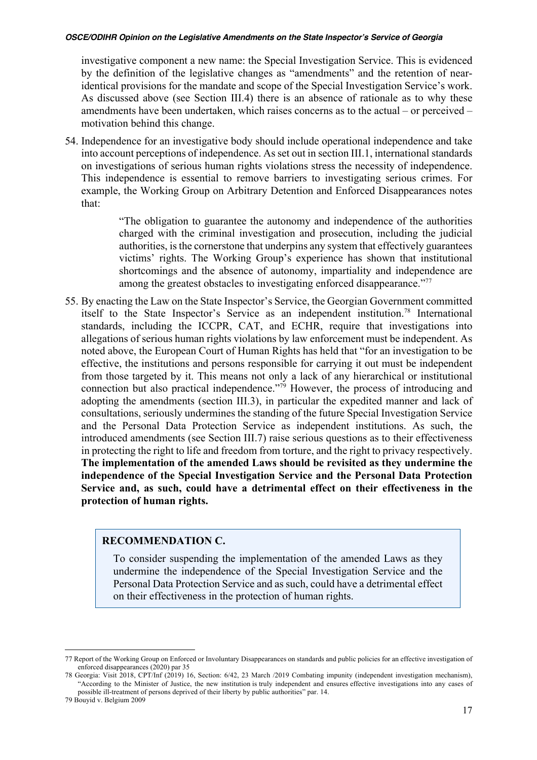investigative component a new name: the Special Investigation Service. This is evidenced by the definition of the legislative changes as "amendments" and the retention of near-identical provisions for the mandate and scope of the Special Investigation Service's work. As discussed above (see Section III.4) there is an absence of rationale as to why these amendments have been undertaken, which raises concerns as to the actual – or perceived – motivation behind this change.

54. Independence for an investigative body should include operational independence and take into account perceptions of independence. As set out in section III.1, international standards on investigations of serious human rights violations stress the necessity of independence. This independence is essential to remove barriers to investigating serious crimes. For example, the Working Group on Arbitrary Detention and Enforced Disappearances notes that:

> "The obligation to guarantee the autonomy and independence of the authorities charged with the criminal investigation and prosecution, including the judicial authorities, is the cornerstone that underpins any system that effectively guarantees victims' rights. The Working Group's experience has shown that institutional shortcomings and the absence of autonomy, impartiality and independence are among the greatest obstacles to investigating enforced disappearance."[77]

55. By enacting the Law on the State Inspector's Service, the Georgian Government committed itself to the State Inspector's Service as an independent institution.[78] International standards, including the ICCPR, CAT, and ECHR, require that investigations into allegations of serious human rights violations by law enforcement must be independent. As noted above, the European Court of Human Rights has held that "for an investigation to be effective, the institutions and persons responsible for carrying it out must be independent from those targeted by it. This means not only a lack of any hierarchical or institutional connection but also practical independence."[79] However, the process of introducing and adopting the amendments (section III.3), in particular the expedited manner and lack of consultations, seriously undermines the standing of the future Special Investigation Service and the Personal Data Protection Service as independent institutions. As such, the introduced amendments (see Section III.7) raise serious questions as to their effectiveness in protecting the right to life and freedom from torture, and the right to privacy respectively. **The implementation of the amended Laws should be revisited as they undermine the independence of the Special Investigation Service and the Personal Data Protection Service and, as such, could have a detrimental effect on their effectiveness in the protection of human rights.**

**RECOMMENDATION C.**

To consider suspending the implementation of the amended Laws as they undermine the independence of the Special Investigation Service and the Personal Data Protection Service and as such, could have a detrimental effect on their effectiveness in the protection of human rights.

---

77 Report of the Working Group on Enforced or Involuntary Disappearances on standards and public policies for an effective investigation of enforced disappearances (2020) par 35

78 Georgia: Visit 2018, CPT/Inf (2019) 16, Section: 6/42, 23 March /2019 Combating impunity (independent investigation mechanism), "According to the Minister of Justice, the new institution is truly independent and ensures effective investigations into any cases of possible ill-treatment of persons deprived of their liberty by public authorities" par. 14.

79 Bouyid v. Belgium 2009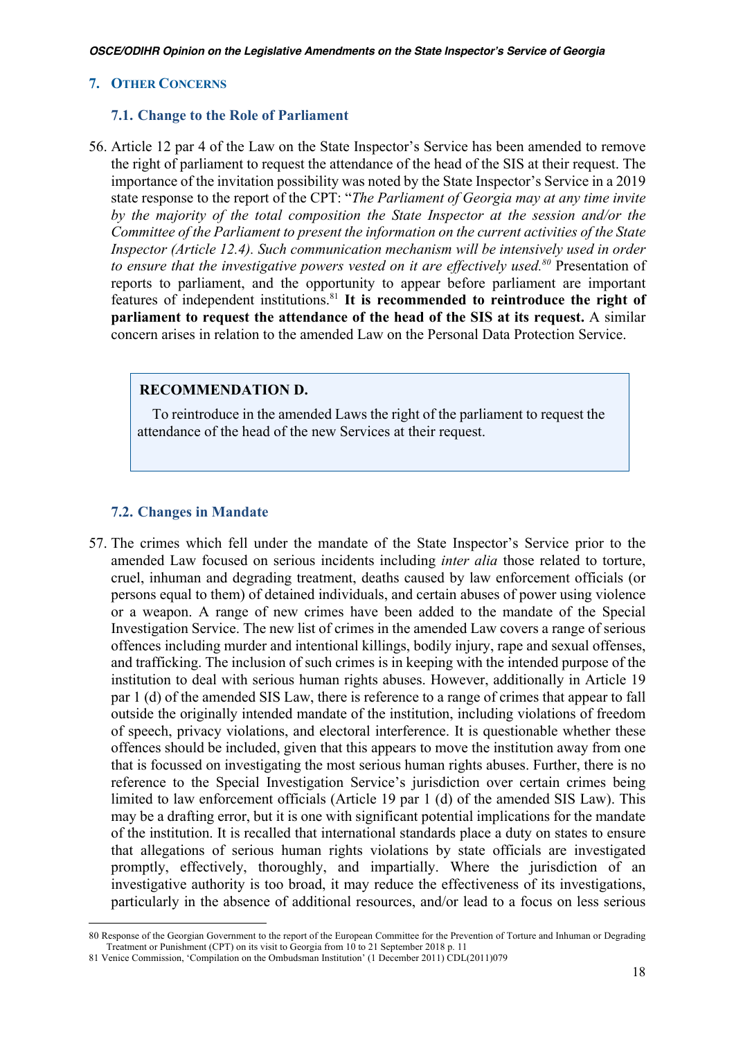## 7. Other Concerns

### 7.1. Change to the Role of Parliament

56. Article 12 par 4 of the Law on the State Inspector's Service has been amended to remove the right of parliament to request the attendance of the head of the SIS at their request. The importance of the invitation possibility was noted by the State Inspector's Service in a 2019 state response to the report of the CPT: "*The Parliament of Georgia may at any time invite by the majority of the total composition the State Inspector at the session and/or the Committee of the Parliament to present the information on the current activities of the State Inspector (Article 12.4). Such communication mechanism will be intensively used in order to ensure that the investigative powers vested on it are effectively used.*[80] Presentation of reports to parliament, and the opportunity to appear before parliament are important features of independent institutions.[81] **It is recommended to reintroduce the right of parliament to request the attendance of the head of the SIS at its request.** A similar concern arises in relation to the amended Law on the Personal Data Protection Service.

> **RECOMMENDATION D.**
>
> To reintroduce in the amended Laws the right of the parliament to request the attendance of the head of the new Services at their request.

### 7.2. Changes in Mandate

57. The crimes which fell under the mandate of the State Inspector's Service prior to the amended Law focused on serious incidents including *inter alia* those related to torture, cruel, inhuman and degrading treatment, deaths caused by law enforcement officials (or persons equal to them) of detained individuals, and certain abuses of power using violence or a weapon. A range of new crimes have been added to the mandate of the Special Investigation Service. The new list of crimes in the amended Law covers a range of serious offences including murder and intentional killings, bodily injury, rape and sexual offenses, and trafficking. The inclusion of such crimes is in keeping with the intended purpose of the institution to deal with serious human rights abuses. However, additionally in Article 19 par 1 (d) of the amended SIS Law, there is reference to a range of crimes that appear to fall outside the originally intended mandate of the institution, including violations of freedom of speech, privacy violations, and electoral interference. It is questionable whether these offences should be included, given that this appears to move the institution away from one that is focussed on investigating the most serious human rights abuses. Further, there is no reference to the Special Investigation Service's jurisdiction over certain crimes being limited to law enforcement officials (Article 19 par 1 (d) of the amended SIS Law). This may be a drafting error, but it is one with significant potential implications for the mandate of the institution. It is recalled that international standards place a duty on states to ensure that allegations of serious human rights violations by state officials are investigated promptly, effectively, thoroughly, and impartially. Where the jurisdiction of an investigative authority is too broad, it may reduce the effectiveness of its investigations, particularly in the absence of additional resources, and/or lead to a focus on less serious

---

80 Response of the Georgian Government to the report of the European Committee for the Prevention of Torture and Inhuman or Degrading Treatment or Punishment (CPT) on its visit to Georgia from 10 to 21 September 2018 p. 11

81 Venice Commission, 'Compilation on the Ombudsman Institution' (1 December 2011) CDL(2011)079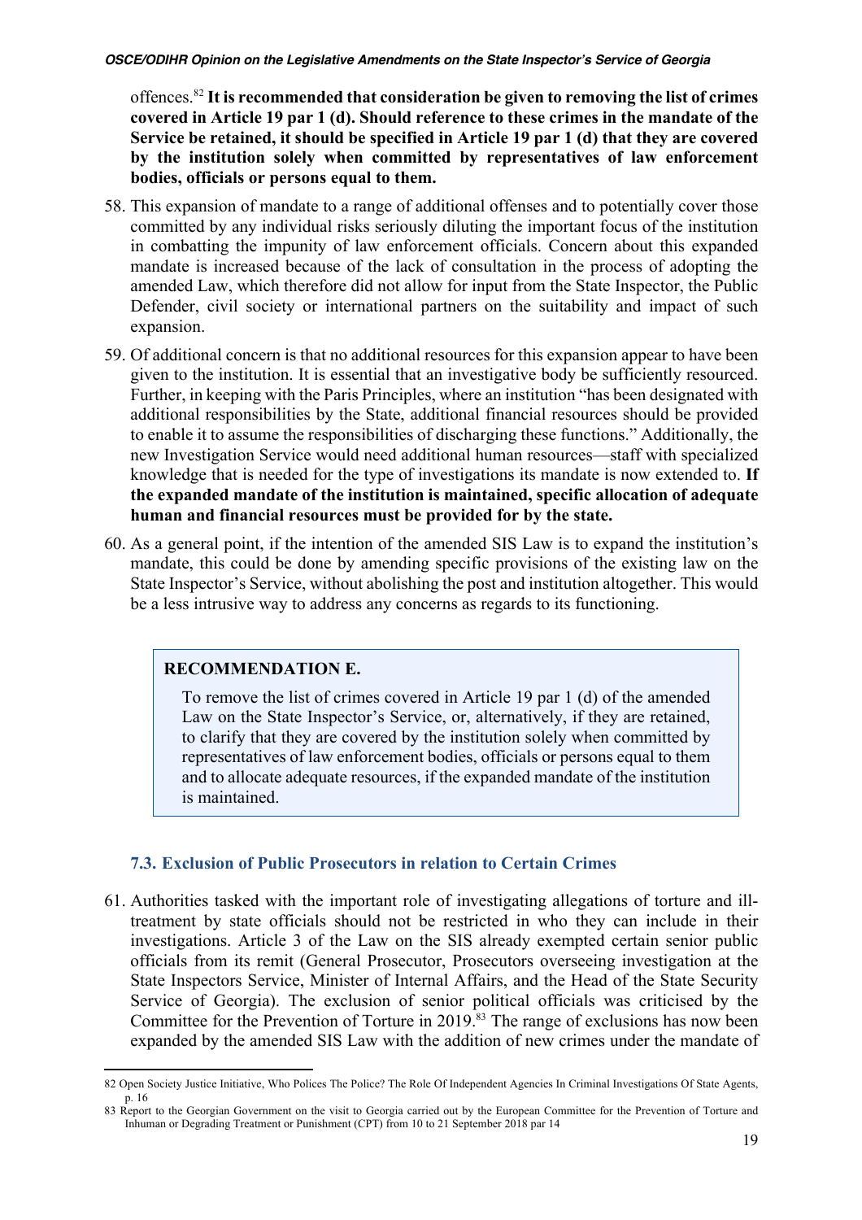offences.[82] **It is recommended that consideration be given to removing the list of crimes covered in Article 19 par 1 (d). Should reference to these crimes in the mandate of the Service be retained, it should be specified in Article 19 par 1 (d) that they are covered by the institution solely when committed by representatives of law enforcement bodies, officials or persons equal to them.**

58. This expansion of mandate to a range of additional offenses and to potentially cover those committed by any individual risks seriously diluting the important focus of the institution in combatting the impunity of law enforcement officials. Concern about this expanded mandate is increased because of the lack of consultation in the process of adopting the amended Law, which therefore did not allow for input from the State Inspector, the Public Defender, civil society or international partners on the suitability and impact of such expansion.

59. Of additional concern is that no additional resources for this expansion appear to have been given to the institution. It is essential that an investigative body be sufficiently resourced. Further, in keeping with the Paris Principles, where an institution "has been designated with additional responsibilities by the State, additional financial resources should be provided to enable it to assume the responsibilities of discharging these functions." Additionally, the new Investigation Service would need additional human resources—staff with specialized knowledge that is needed for the type of investigations its mandate is now extended to. **If the expanded mandate of the institution is maintained, specific allocation of adequate human and financial resources must be provided for by the state.**

60. As a general point, if the intention of the amended SIS Law is to expand the institution's mandate, this could be done by amending specific provisions of the existing law on the State Inspector's Service, without abolishing the post and institution altogether. This would be a less intrusive way to address any concerns as regards to its functioning.

**RECOMMENDATION E.**

To remove the list of crimes covered in Article 19 par 1 (d) of the amended Law on the State Inspector's Service, or, alternatively, if they are retained, to clarify that they are covered by the institution solely when committed by representatives of law enforcement bodies, officials or persons equal to them and to allocate adequate resources, if the expanded mandate of the institution is maintained.

### 7.3. Exclusion of Public Prosecutors in relation to Certain Crimes

61. Authorities tasked with the important role of investigating allegations of torture and ill-treatment by state officials should not be restricted in who they can include in their investigations. Article 3 of the Law on the SIS already exempted certain senior public officials from its remit (General Prosecutor, Prosecutors overseeing investigation at the State Inspectors Service, Minister of Internal Affairs, and the Head of the State Security Service of Georgia). The exclusion of senior political officials was criticised by the Committee for the Prevention of Torture in 2019.[83] The range of exclusions has now been expanded by the amended SIS Law with the addition of new crimes under the mandate of

---

82 Open Society Justice Initiative, Who Polices The Police? The Role Of Independent Agencies In Criminal Investigations Of State Agents, p. 16

83 Report to the Georgian Government on the visit to Georgia carried out by the European Committee for the Prevention of Torture and Inhuman or Degrading Treatment or Punishment (CPT) from 10 to 21 September 2018 par 14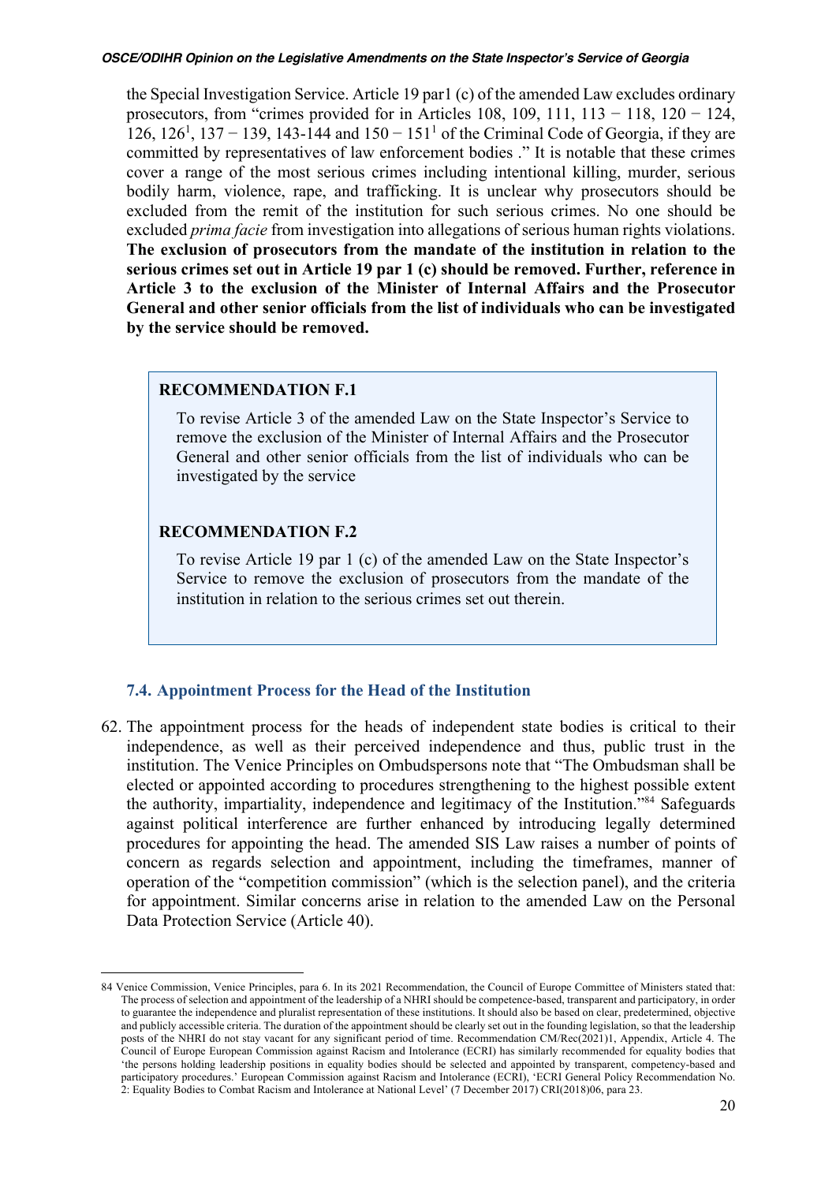the Special Investigation Service. Article 19 par1 (c) of the amended Law excludes ordinary prosecutors, from "crimes provided for in Articles 108, 109, 111, 113 − 118, 120 − 124, 126, 126[1], 137 − 139, 143-144 and 150 − 151[1] of the Criminal Code of Georgia, if they are committed by representatives of law enforcement bodies ." It is notable that these crimes cover a range of the most serious crimes including intentional killing, murder, serious bodily harm, violence, rape, and trafficking. It is unclear why prosecutors should be excluded from the remit of the institution for such serious crimes. No one should be excluded *prima facie* from investigation into allegations of serious human rights violations. **The exclusion of prosecutors from the mandate of the institution in relation to the serious crimes set out in Article 19 par 1 (c) should be removed. Further, reference in Article 3 to the exclusion of the Minister of Internal Affairs and the Prosecutor General and other senior officials from the list of individuals who can be investigated by the service should be removed.**

> **RECOMMENDATION F.1**
>
> To revise Article 3 of the amended Law on the State Inspector's Service to remove the exclusion of the Minister of Internal Affairs and the Prosecutor General and other senior officials from the list of individuals who can be investigated by the service
>
> **RECOMMENDATION F.2**
>
> To revise Article 19 par 1 (c) of the amended Law on the State Inspector's Service to remove the exclusion of prosecutors from the mandate of the institution in relation to the serious crimes set out therein.

### 7.4. Appointment Process for the Head of the Institution

62. The appointment process for the heads of independent state bodies is critical to their independence, as well as their perceived independence and thus, public trust in the institution. The Venice Principles on Ombudspersons note that "The Ombudsman shall be elected or appointed according to procedures strengthening to the highest possible extent the authority, impartiality, independence and legitimacy of the Institution."[84] Safeguards against political interference are further enhanced by introducing legally determined procedures for appointing the head. The amended SIS Law raises a number of points of concern as regards selection and appointment, including the timeframes, manner of operation of the "competition commission" (which is the selection panel), and the criteria for appointment. Similar concerns arise in relation to the amended Law on the Personal Data Protection Service (Article 40).

---

84 Venice Commission, Venice Principles, para 6. In its 2021 Recommendation, the Council of Europe Committee of Ministers stated that: The process of selection and appointment of the leadership of a NHRI should be competence-based, transparent and participatory, in order to guarantee the independence and pluralist representation of these institutions. It should also be based on clear, predetermined, objective and publicly accessible criteria. The duration of the appointment should be clearly set out in the founding legislation, so that the leadership posts of the NHRI do not stay vacant for any significant period of time. Recommendation CM/Rec(2021)1, Appendix, Article 4. The Council of Europe European Commission against Racism and Intolerance (ECRI) has similarly recommended for equality bodies that 'the persons holding leadership positions in equality bodies should be selected and appointed by transparent, competency-based and participatory procedures.' European Commission against Racism and Intolerance (ECRI), 'ECRI General Policy Recommendation No. 2: Equality Bodies to Combat Racism and Intolerance at National Level' (7 December 2017) CRI(2018)06, para 23.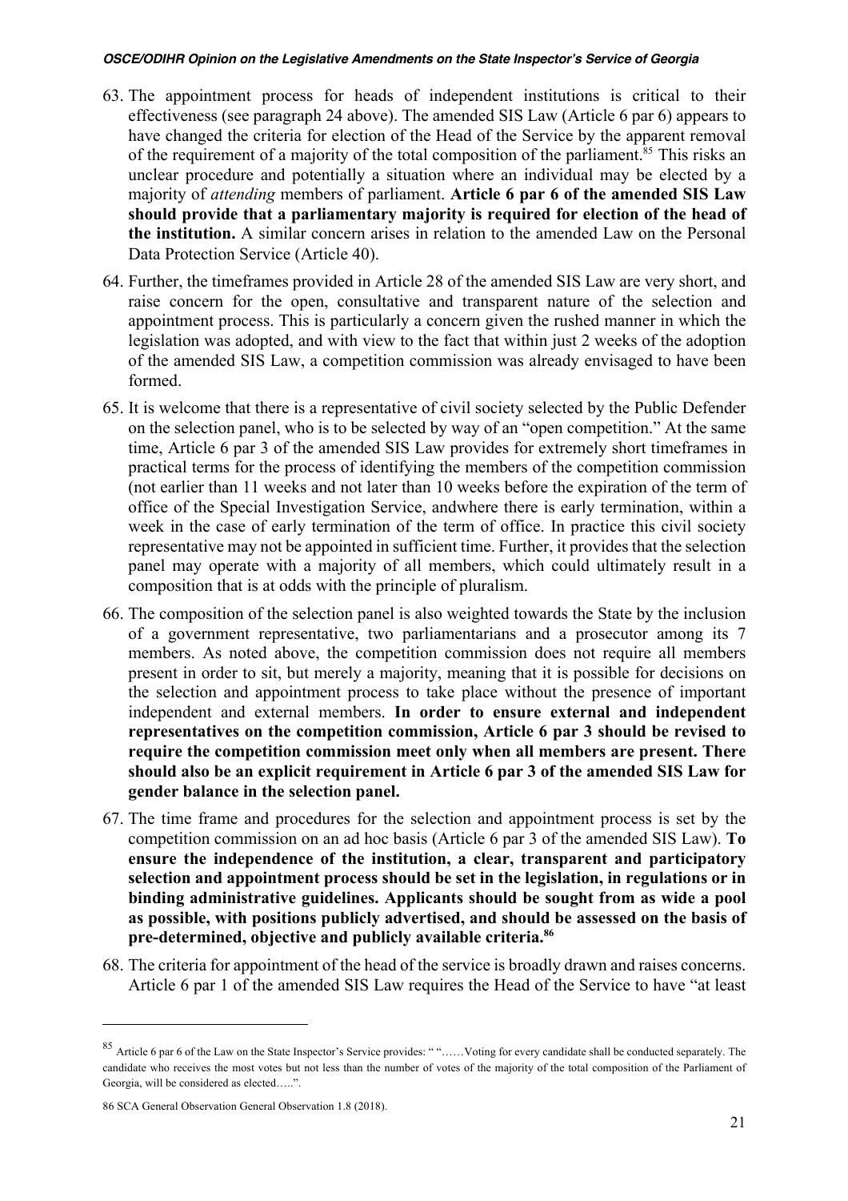63. The appointment process for heads of independent institutions is critical to their effectiveness (see paragraph 24 above). The amended SIS Law (Article 6 par 6) appears to have changed the criteria for election of the Head of the Service by the apparent removal of the requirement of a majority of the total composition of the parliament.[85] This risks an unclear procedure and potentially a situation where an individual may be elected by a majority of *attending* members of parliament. **Article 6 par 6 of the amended SIS Law should provide that a parliamentary majority is required for election of the head of the institution.** A similar concern arises in relation to the amended Law on the Personal Data Protection Service (Article 40).

64. Further, the timeframes provided in Article 28 of the amended SIS Law are very short, and raise concern for the open, consultative and transparent nature of the selection and appointment process. This is particularly a concern given the rushed manner in which the legislation was adopted, and with view to the fact that within just 2 weeks of the adoption of the amended SIS Law, a competition commission was already envisaged to have been formed.

65. It is welcome that there is a representative of civil society selected by the Public Defender on the selection panel, who is to be selected by way of an "open competition." At the same time, Article 6 par 3 of the amended SIS Law provides for extremely short timeframes in practical terms for the process of identifying the members of the competition commission (not earlier than 11 weeks and not later than 10 weeks before the expiration of the term of office of the Special Investigation Service, andwhere there is early termination, within a week in the case of early termination of the term of office. In practice this civil society representative may not be appointed in sufficient time. Further, it provides that the selection panel may operate with a majority of all members, which could ultimately result in a composition that is at odds with the principle of pluralism.

66. The composition of the selection panel is also weighted towards the State by the inclusion of a government representative, two parliamentarians and a prosecutor among its 7 members. As noted above, the competition commission does not require all members present in order to sit, but merely a majority, meaning that it is possible for decisions on the selection and appointment process to take place without the presence of important independent and external members. **In order to ensure external and independent representatives on the competition commission, Article 6 par 3 should be revised to require the competition commission meet only when all members are present. There should also be an explicit requirement in Article 6 par 3 of the amended SIS Law for gender balance in the selection panel.**

67. The time frame and procedures for the selection and appointment process is set by the competition commission on an ad hoc basis (Article 6 par 3 of the amended SIS Law). **To ensure the independence of the institution, a clear, transparent and participatory selection and appointment process should be set in the legislation, in regulations or in binding administrative guidelines. Applicants should be sought from as wide a pool as possible, with positions publicly advertised, and should be assessed on the basis of pre-determined, objective and publicly available criteria.**[86]

68. The criteria for appointment of the head of the service is broadly drawn and raises concerns. Article 6 par 1 of the amended SIS Law requires the Head of the Service to have "at least

---

[85] Article 6 par 6 of the Law on the State Inspector's Service provides: " "……Voting for every candidate shall be conducted separately. The candidate who receives the most votes but not less than the number of votes of the majority of the total composition of the Parliament of Georgia, will be considered as elected…..".

86 SCA General Observation General Observation 1.8 (2018).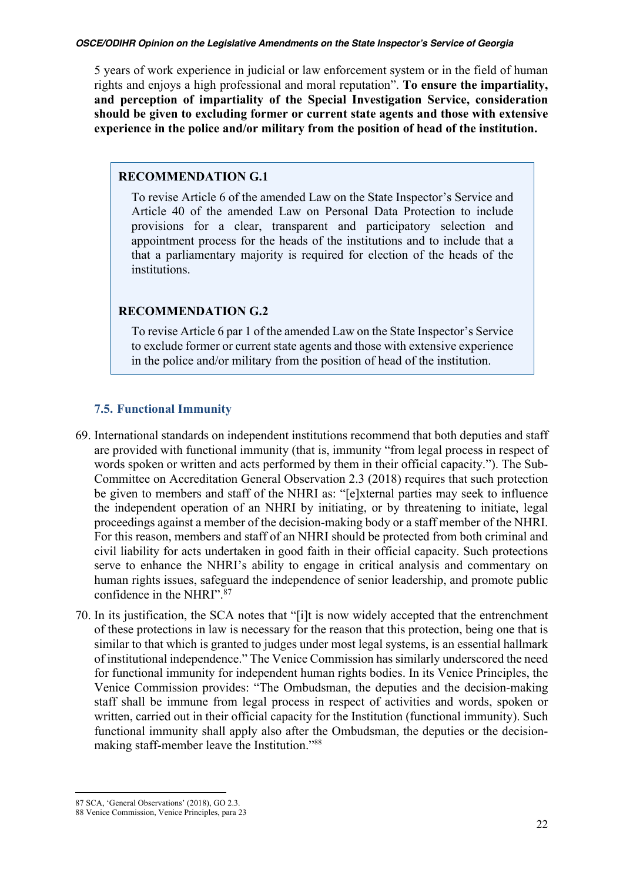5 years of work experience in judicial or law enforcement system or in the field of human rights and enjoys a high professional and moral reputation". **To ensure the impartiality, and perception of impartiality of the Special Investigation Service, consideration should be given to excluding former or current state agents and those with extensive experience in the police and/or military from the position of head of the institution.**

**RECOMMENDATION G.1**

To revise Article 6 of the amended Law on the State Inspector's Service and Article 40 of the amended Law on Personal Data Protection to include provisions for a clear, transparent and participatory selection and appointment process for the heads of the institutions and to include that a that a parliamentary majority is required for election of the heads of the institutions.

**RECOMMENDATION G.2**

To revise Article 6 par 1 of the amended Law on the State Inspector's Service to exclude former or current state agents and those with extensive experience in the police and/or military from the position of head of the institution.

### 7.5. Functional Immunity

69. International standards on independent institutions recommend that both deputies and staff are provided with functional immunity (that is, immunity "from legal process in respect of words spoken or written and acts performed by them in their official capacity."). The Sub-Committee on Accreditation General Observation 2.3 (2018) requires that such protection be given to members and staff of the NHRI as: "[e]xternal parties may seek to influence the independent operation of an NHRI by initiating, or by threatening to initiate, legal proceedings against a member of the decision-making body or a staff member of the NHRI. For this reason, members and staff of an NHRI should be protected from both criminal and civil liability for acts undertaken in good faith in their official capacity. Such protections serve to enhance the NHRI's ability to engage in critical analysis and commentary on human rights issues, safeguard the independence of senior leadership, and promote public confidence in the NHRI".[87]

70. In its justification, the SCA notes that "[i]t is now widely accepted that the entrenchment of these protections in law is necessary for the reason that this protection, being one that is similar to that which is granted to judges under most legal systems, is an essential hallmark of institutional independence." The Venice Commission has similarly underscored the need for functional immunity for independent human rights bodies. In its Venice Principles, the Venice Commission provides: "The Ombudsman, the deputies and the decision-making staff shall be immune from legal process in respect of activities and words, spoken or written, carried out in their official capacity for the Institution (functional immunity). Such functional immunity shall apply also after the Ombudsman, the deputies or the decision-making staff-member leave the Institution."[88]

---

87 SCA, 'General Observations' (2018), GO 2.3.

88 Venice Commission, Venice Principles, para 23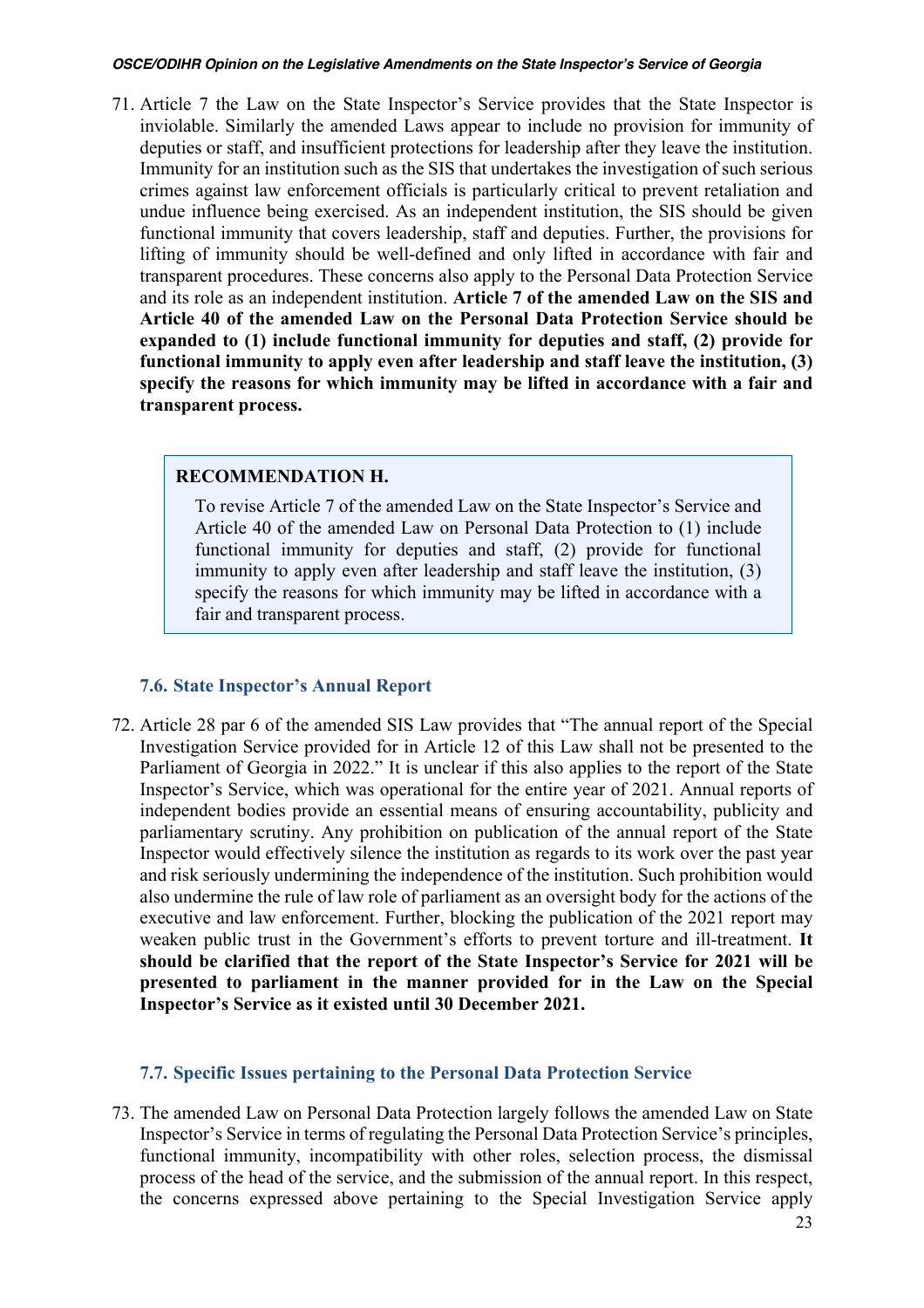71. Article 7 the Law on the State Inspector's Service provides that the State Inspector is inviolable. Similarly the amended Laws appear to include no provision for immunity of deputies or staff, and insufficient protections for leadership after they leave the institution. Immunity for an institution such as the SIS that undertakes the investigation of such serious crimes against law enforcement officials is particularly critical to prevent retaliation and undue influence being exercised. As an independent institution, the SIS should be given functional immunity that covers leadership, staff and deputies. Further, the provisions for lifting of immunity should be well-defined and only lifted in accordance with fair and transparent procedures. These concerns also apply to the Personal Data Protection Service and its role as an independent institution. **Article 7 of the amended Law on the SIS and Article 40 of the amended Law on the Personal Data Protection Service should be expanded to (1) include functional immunity for deputies and staff, (2) provide for functional immunity to apply even after leadership and staff leave the institution, (3) specify the reasons for which immunity may be lifted in accordance with a fair and transparent process.**

> **RECOMMENDATION H.**
>
> To revise Article 7 of the amended Law on the State Inspector's Service and Article 40 of the amended Law on Personal Data Protection to (1) include functional immunity for deputies and staff, (2) provide for functional immunity to apply even after leadership and staff leave the institution, (3) specify the reasons for which immunity may be lifted in accordance with a fair and transparent process.

### 7.6. State Inspector's Annual Report

72. Article 28 par 6 of the amended SIS Law provides that "The annual report of the Special Investigation Service provided for in Article 12 of this Law shall not be presented to the Parliament of Georgia in 2022." It is unclear if this also applies to the report of the State Inspector's Service, which was operational for the entire year of 2021. Annual reports of independent bodies provide an essential means of ensuring accountability, publicity and parliamentary scrutiny. Any prohibition on publication of the annual report of the State Inspector would effectively silence the institution as regards to its work over the past year and risk seriously undermining the independence of the institution. Such prohibition would also undermine the rule of law role of parliament as an oversight body for the actions of the executive and law enforcement. Further, blocking the publication of the 2021 report may weaken public trust in the Government's efforts to prevent torture and ill-treatment. **It should be clarified that the report of the State Inspector's Service for 2021 will be presented to parliament in the manner provided for in the Law on the Special Inspector's Service as it existed until 30 December 2021.**

### 7.7. Specific Issues pertaining to the Personal Data Protection Service

73. The amended Law on Personal Data Protection largely follows the amended Law on State Inspector's Service in terms of regulating the Personal Data Protection Service's principles, functional immunity, incompatibility with other roles, selection process, the dismissal process of the head of the service, and the submission of the annual report. In this respect, the concerns expressed above pertaining to the Special Investigation Service apply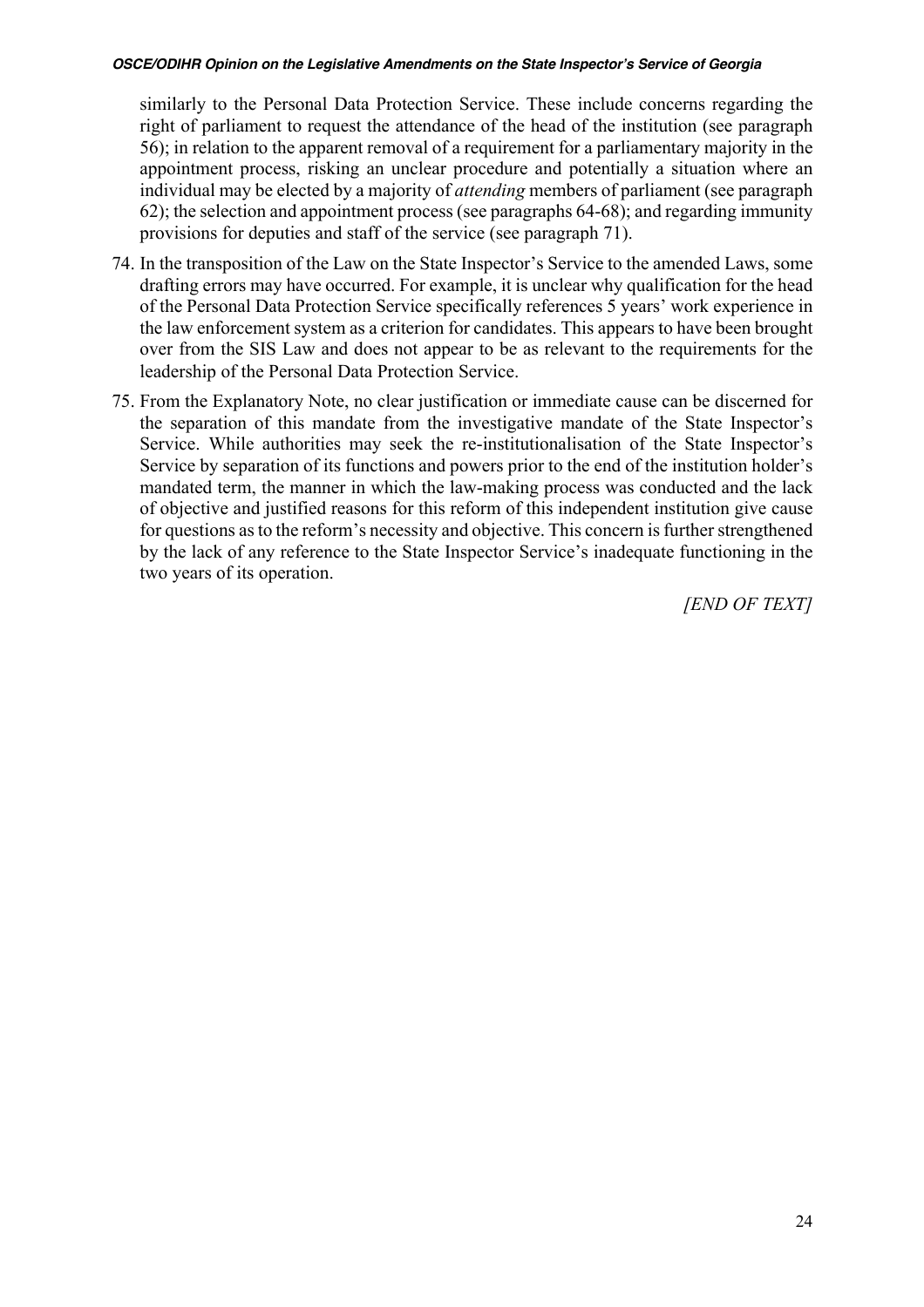similarly to the Personal Data Protection Service. These include concerns regarding the right of parliament to request the attendance of the head of the institution (see paragraph 56); in relation to the apparent removal of a requirement for a parliamentary majority in the appointment process, risking an unclear procedure and potentially a situation where an individual may be elected by a majority of *attending* members of parliament (see paragraph 62); the selection and appointment process (see paragraphs 64-68); and regarding immunity provisions for deputies and staff of the service (see paragraph 71).

74. In the transposition of the Law on the State Inspector's Service to the amended Laws, some drafting errors may have occurred. For example, it is unclear why qualification for the head of the Personal Data Protection Service specifically references 5 years' work experience in the law enforcement system as a criterion for candidates. This appears to have been brought over from the SIS Law and does not appear to be as relevant to the requirements for the leadership of the Personal Data Protection Service.

75. From the Explanatory Note, no clear justification or immediate cause can be discerned for the separation of this mandate from the investigative mandate of the State Inspector's Service. While authorities may seek the re-institutionalisation of the State Inspector's Service by separation of its functions and powers prior to the end of the institution holder's mandated term, the manner in which the law-making process was conducted and the lack of objective and justified reasons for this reform of this independent institution give cause for questions as to the reform's necessity and objective. This concern is further strengthened by the lack of any reference to the State Inspector Service's inadequate functioning in the two years of its operation.

*[END OF TEXT]*